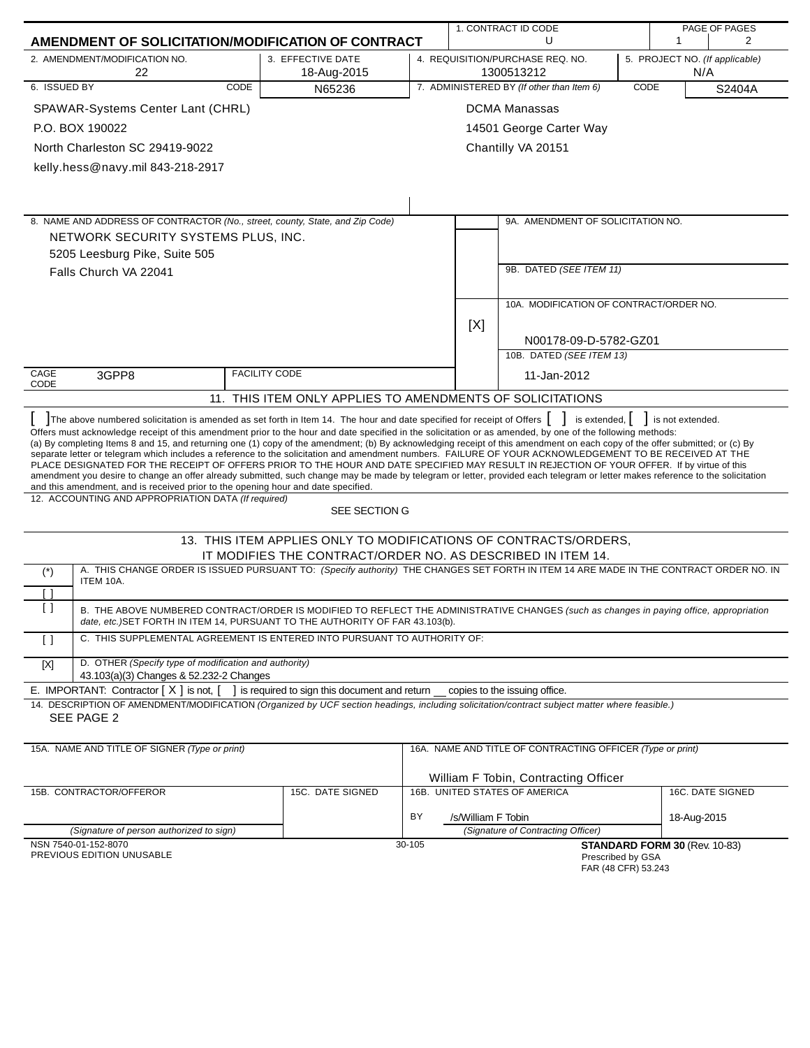# AMENDMENT OF SOLICITATION/MODIFICATION OF CONTRACT

| 1. CONTRACT ID CODE | PAGE OF PAGES |
|---|---|
| U | 1 / 2 |

| 2. AMENDMENT/MODIFICATION NO. | 3. EFFECTIVE DATE | 4. REQUISITION/PURCHASE REQ. NO. | 5. PROJECT NO. (If applicable) |
|---|---|---|---|
| 22 | 18-Aug-2015 | 1300513212 | N/A |

| 6. ISSUED BY | CODE N65236 | 7. ADMINISTERED BY (If other than Item 6) | CODE S2404A |
|---|---|---|---|
| SPAWAR-Systems Center Lant (CHRL)<br>P.O. BOX 190022<br>North Charleston SC 29419-9022<br>kelly.hess@navy.mil 843-218-2917 | | DCMA Manassas<br>14501 George Carter Way<br>Chantilly VA 20151 | |

8. NAME AND ADDRESS OF CONTRACTOR (No., street, county, State, and Zip Code)

NETWORK SECURITY SYSTEMS PLUS, INC.
5205 Leesburg Pike, Suite 505
Falls Church VA 22041

CAGE CODE: 3GPP8 | FACILITY CODE:

9A. AMENDMENT OF SOLICITATION NO.

9B. DATED (SEE ITEM 11)

[X] 10A. MODIFICATION OF CONTRACT/ORDER NO.
N00178-09-D-5782-GZ01

10B. DATED (SEE ITEM 13)
11-Jan-2012

## 11. THIS ITEM ONLY APPLIES TO AMENDMENTS OF SOLICITATIONS

[ ] The above numbered solicitation is amended as set forth in Item 14. The hour and date specified for receipt of Offers [ ] is extended, [ ] is not extended.
Offers must acknowledge receipt of this amendment prior to the hour and date specified in the solicitation or as amended, by one of the following methods:
(a) By completing Items 8 and 15, and returning one (1) copy of the amendment; (b) By acknowledging receipt of this amendment on each copy of the offer submitted; or (c) By separate letter or telegram which includes a reference to the solicitation and amendment numbers. FAILURE OF YOUR ACKNOWLEDGEMENT TO BE RECEIVED AT THE PLACE DESIGNATED FOR THE RECEIPT OF OFFERS PRIOR TO THE HOUR AND DATE SPECIFIED MAY RESULT IN REJECTION OF YOUR OFFER. If by virtue of this amendment you desire to change an offer already submitted, such change may be made by telegram or letter, provided each telegram or letter makes reference to the solicitation and this amendment, and is received prior to the opening hour and date specified.

12. ACCOUNTING AND APPROPRIATION DATA (If required)
SEE SECTION G

## 13. THIS ITEM APPLIES ONLY TO MODIFICATIONS OF CONTRACTS/ORDERS, IT MODIFIES THE CONTRACT/ORDER NO. AS DESCRIBED IN ITEM 14.

(*) A. THIS CHANGE ORDER IS ISSUED PURSUANT TO: (Specify authority) THE CHANGES SET FORTH IN ITEM 14 ARE MADE IN THE CONTRACT ORDER NO. IN ITEM 10A.
[ ]

[ ] B. THE ABOVE NUMBERED CONTRACT/ORDER IS MODIFIED TO REFLECT THE ADMINISTRATIVE CHANGES (such as changes in paying office, appropriation date, etc.) SET FORTH IN ITEM 14, PURSUANT TO THE AUTHORITY OF FAR 43.103(b).

[ ] C. THIS SUPPLEMENTAL AGREEMENT IS ENTERED INTO PURSUANT TO AUTHORITY OF:

[X] D. OTHER (Specify type of modification and authority)
43.103(a)(3) Changes & 52.232-2 Changes

E. IMPORTANT: Contractor [ X ] is not, [ ] is required to sign this document and return __ copies to the issuing office.

14. DESCRIPTION OF AMENDMENT/MODIFICATION (Organized by UCF section headings, including solicitation/contract subject matter where feasible.)
SEE PAGE 2

| 15A. NAME AND TITLE OF SIGNER (Type or print) | | 16A. NAME AND TITLE OF CONTRACTING OFFICER (Type or print) | |
|---|---|---|---|
| | | William F Tobin, Contracting Officer | |
| 15B. CONTRACTOR/OFFEROR | 15C. DATE SIGNED | 16B. UNITED STATES OF AMERICA | 16C. DATE SIGNED |
| | | BY /s/William F Tobin | 18-Aug-2015 |
| (Signature of person authorized to sign) | | (Signature of Contracting Officer) | |

NSN 7540-01-152-8070
PREVIOUS EDITION UNUSABLE

30-105

**STANDARD FORM 30** (Rev. 10-83)
Prescribed by GSA
FAR (48 CFR) 53.243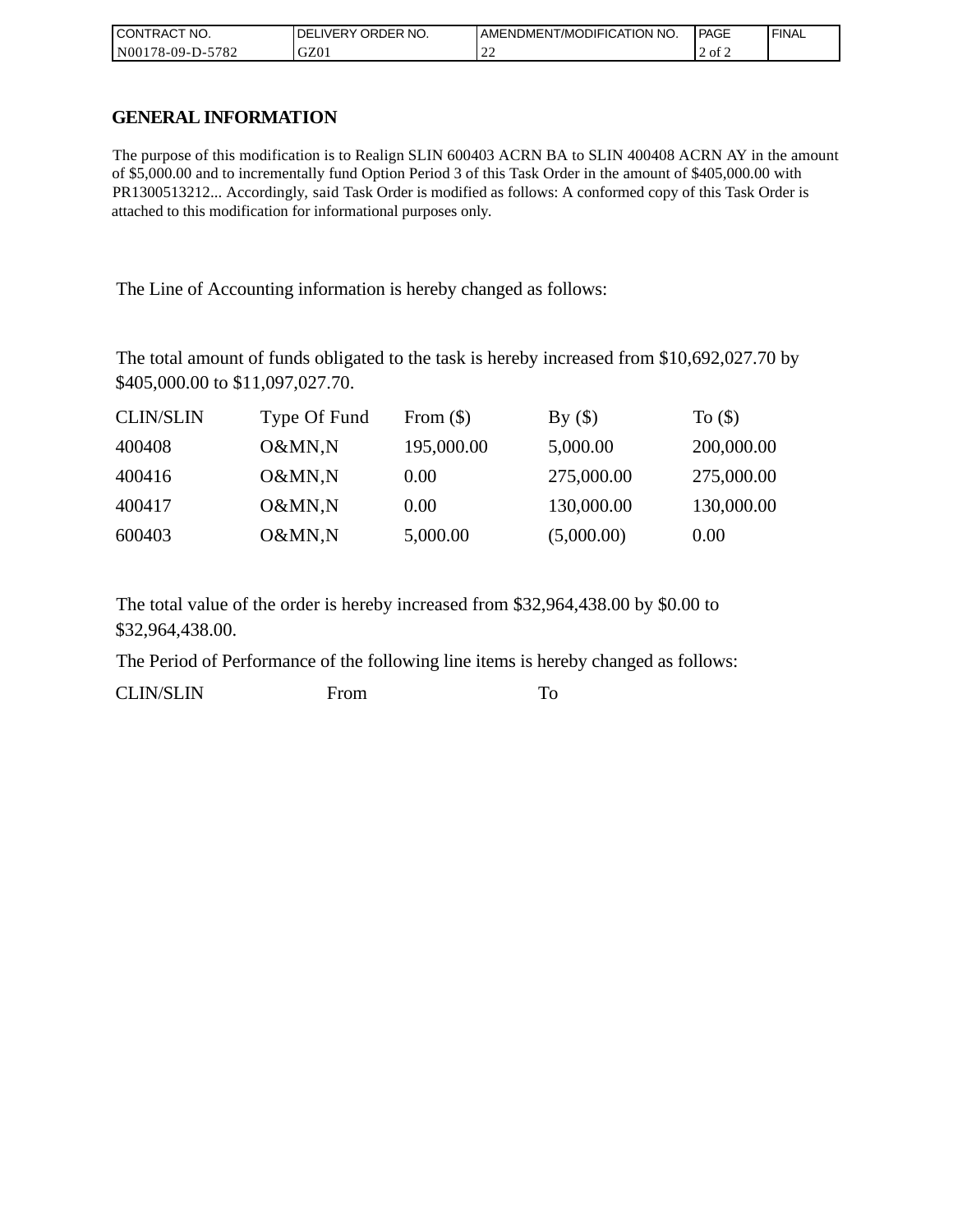| CONTRACT NO. | DELIVERY ORDER NO. | AMENDMENT/MODIFICATION NO. | PAGE | FINAL |
|---|---|---|---|---|
| N00178-09-D-5782 | GZ01 | 22 | 2 of 2 | |

## GENERAL INFORMATION

The purpose of this modification is to Realign SLIN 600403 ACRN BA to SLIN 400408 ACRN AY in the amount of $5,000.00 and to incrementally fund Option Period 3 of this Task Order in the amount of $405,000.00 with PR1300513212... Accordingly, said Task Order is modified as follows: A conformed copy of this Task Order is attached to this modification for informational purposes only.

The Line of Accounting information is hereby changed as follows:

The total amount of funds obligated to the task is hereby increased from $10,692,027.70 by $405,000.00 to $11,097,027.70.

| CLIN/SLIN | Type Of Fund | From ($) | By ($) | To ($) |
|---|---|---|---|---|
| 400408 | O&MN,N | 195,000.00 | 5,000.00 | 200,000.00 |
| 400416 | O&MN,N | 0.00 | 275,000.00 | 275,000.00 |
| 400417 | O&MN,N | 0.00 | 130,000.00 | 130,000.00 |
| 600403 | O&MN,N | 5,000.00 | (5,000.00) | 0.00 |

The total value of the order is hereby increased from $32,964,438.00 by $0.00 to $32,964,438.00.

The Period of Performance of the following line items is hereby changed as follows:

| CLIN/SLIN | From | To |
|---|---|---|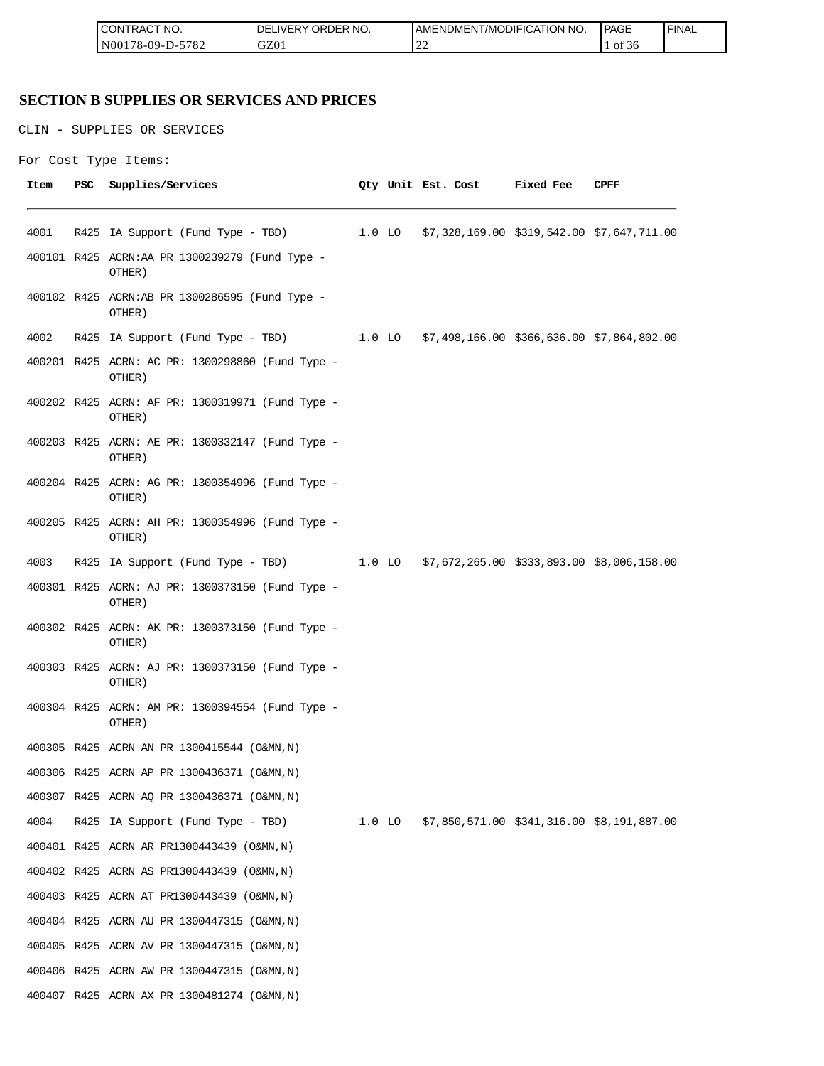## SECTION B SUPPLIES OR SERVICES AND PRICES

CLIN - SUPPLIES OR SERVICES

For Cost Type Items:

| Item | PSC | Supplies/Services | Qty | Unit | Est. Cost | Fixed Fee | CPFF |
|---|---|---|---|---|---|---|---|
| 4001 | R425 | IA Support (Fund Type - TBD) | 1.0 | LO | $7,328,169.00 | $319,542.00 | $7,647,711.00 |
| 400101 | R425 | ACRN:AA PR 1300239279 (Fund Type - OTHER) | | | | | |
| 400102 | R425 | ACRN:AB PR 1300286595 (Fund Type - OTHER) | | | | | |
| 4002 | R425 | IA Support (Fund Type - TBD) | 1.0 | LO | $7,498,166.00 | $366,636.00 | $7,864,802.00 |
| 400201 | R425 | ACRN: AC PR: 1300298860 (Fund Type - OTHER) | | | | | |
| 400202 | R425 | ACRN: AF PR: 1300319971 (Fund Type - OTHER) | | | | | |
| 400203 | R425 | ACRN: AE PR: 1300332147 (Fund Type - OTHER) | | | | | |
| 400204 | R425 | ACRN: AG PR: 1300354996 (Fund Type - OTHER) | | | | | |
| 400205 | R425 | ACRN: AH PR: 1300354996 (Fund Type - OTHER) | | | | | |
| 4003 | R425 | IA Support (Fund Type - TBD) | 1.0 | LO | $7,672,265.00 | $333,893.00 | $8,006,158.00 |
| 400301 | R425 | ACRN: AJ PR: 1300373150 (Fund Type - OTHER) | | | | | |
| 400302 | R425 | ACRN: AK PR: 1300373150 (Fund Type - OTHER) | | | | | |
| 400303 | R425 | ACRN: AJ PR: 1300373150 (Fund Type - OTHER) | | | | | |
| 400304 | R425 | ACRN: AM PR: 1300394554 (Fund Type - OTHER) | | | | | |
| 400305 | R425 | ACRN AN PR 1300415544 (O&MN,N) | | | | | |
| 400306 | R425 | ACRN AP PR 1300436371 (O&MN,N) | | | | | |
| 400307 | R425 | ACRN AQ PR 1300436371 (O&MN,N) | | | | | |
| 4004 | R425 | IA Support (Fund Type - TBD) | 1.0 | LO | $7,850,571.00 | $341,316.00 | $8,191,887.00 |
| 400401 | R425 | ACRN AR PR1300443439 (O&MN,N) | | | | | |
| 400402 | R425 | ACRN AS PR1300443439 (O&MN,N) | | | | | |
| 400403 | R425 | ACRN AT PR1300443439 (O&MN,N) | | | | | |
| 400404 | R425 | ACRN AU PR 1300447315 (O&MN,N) | | | | | |
| 400405 | R425 | ACRN AV PR 1300447315 (O&MN,N) | | | | | |
| 400406 | R425 | ACRN AW PR 1300447315 (O&MN,N) | | | | | |
| 400407 | R425 | ACRN AX PR 1300481274 (O&MN,N) | | | | | |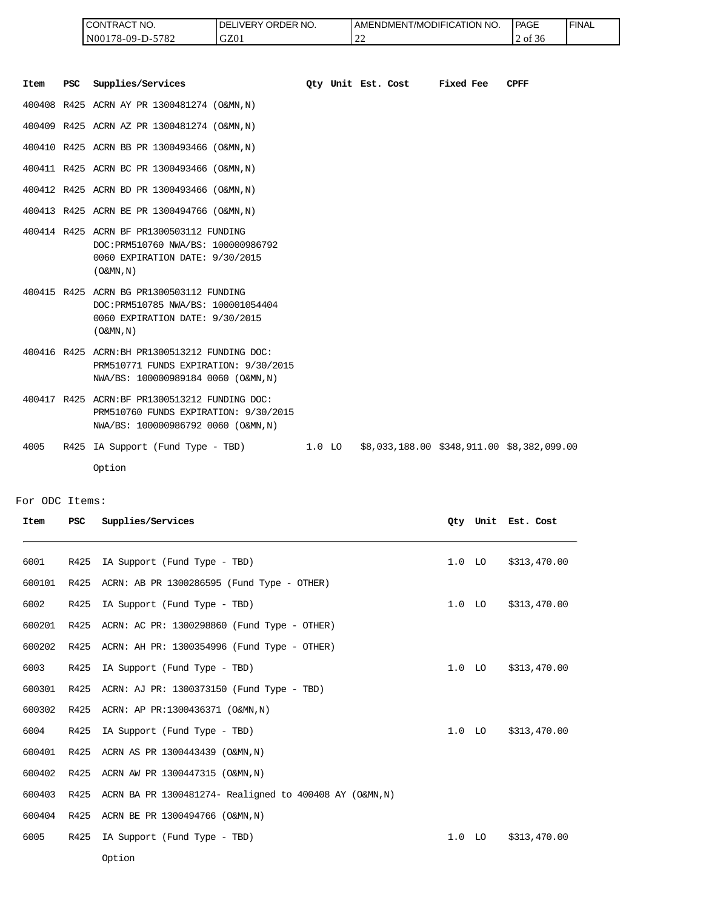| CONTRACT NO. | DELIVERY ORDER NO. | AMENDMENT/MODIFICATION NO. | FINAL |
|---|---|---|---|
| N00178-09-D-5782 | GZ01 | 22 | |

| Item | PSC | Supplies/Services | Qty | Unit | Est. Cost | Fixed Fee | CPFF |
|---|---|---|---|---|---|---|---|
| 400408 | R425 | ACRN AY PR 1300481274 (O&MN,N) | | | | | |
| 400409 | R425 | ACRN AZ PR 1300481274 (O&MN,N) | | | | | |
| 400410 | R425 | ACRN BB PR 1300493466 (O&MN,N) | | | | | |
| 400411 | R425 | ACRN BC PR 1300493466 (O&MN,N) | | | | | |
| 400412 | R425 | ACRN BD PR 1300493466 (O&MN,N) | | | | | |
| 400413 | R425 | ACRN BE PR 1300494766 (O&MN,N) | | | | | |
| 400414 | R425 | ACRN BF PR1300503112 FUNDING DOC:PRM510760 NWA/BS: 100000986792 0060 EXPIRATION DATE: 9/30/2015 (O&MN,N) | | | | | |
| 400415 | R425 | ACRN BG PR1300503112 FUNDING DOC:PRM510785 NWA/BS: 100001054404 0060 EXPIRATION DATE: 9/30/2015 (O&MN,N) | | | | | |
| 400416 | R425 | ACRN:BH PR1300513212 FUNDING DOC: PRM510771 FUNDS EXPIRATION: 9/30/2015 NWA/BS: 100000989184 0060 (O&MN,N) | | | | | |
| 400417 | R425 | ACRN:BF PR1300513212 FUNDING DOC: PRM510760 FUNDS EXPIRATION: 9/30/2015 NWA/BS: 100000986792 0060 (O&MN,N) | | | | | |
| 4005 | R425 | IA Support (Fund Type - TBD) Option | 1.0 | LO | $8,033,188.00 | $348,911.00 | $8,382,099.00 |

For ODC Items:

| Item | PSC | Supplies/Services | Qty | Unit | Est. Cost |
|---|---|---|---|---|---|
| 6001 | R425 | IA Support (Fund Type - TBD) | 1.0 | LO | $313,470.00 |
| 600101 | R425 | ACRN: AB PR 1300286595 (Fund Type - OTHER) | | | |
| 6002 | R425 | IA Support (Fund Type - TBD) | 1.0 | LO | $313,470.00 |
| 600201 | R425 | ACRN: AC PR: 1300298860 (Fund Type - OTHER) | | | |
| 600202 | R425 | ACRN: AH PR: 1300354996 (Fund Type - OTHER) | | | |
| 6003 | R425 | IA Support (Fund Type - TBD) | 1.0 | LO | $313,470.00 |
| 600301 | R425 | ACRN: AJ PR: 1300373150 (Fund Type - TBD) | | | |
| 600302 | R425 | ACRN: AP PR:1300436371 (O&MN,N) | | | |
| 6004 | R425 | IA Support (Fund Type - TBD) | 1.0 | LO | $313,470.00 |
| 600401 | R425 | ACRN AS PR 1300443439 (O&MN,N) | | | |
| 600402 | R425 | ACRN AW PR 1300447315 (O&MN,N) | | | |
| 600403 | R425 | ACRN BA PR 1300481274- Realigned to 400408 AY (O&MN,N) | | | |
| 600404 | R425 | ACRN BE PR 1300494766 (O&MN,N) | | | |
| 6005 | R425 | IA Support (Fund Type - TBD) Option | 1.0 | LO | $313,470.00 |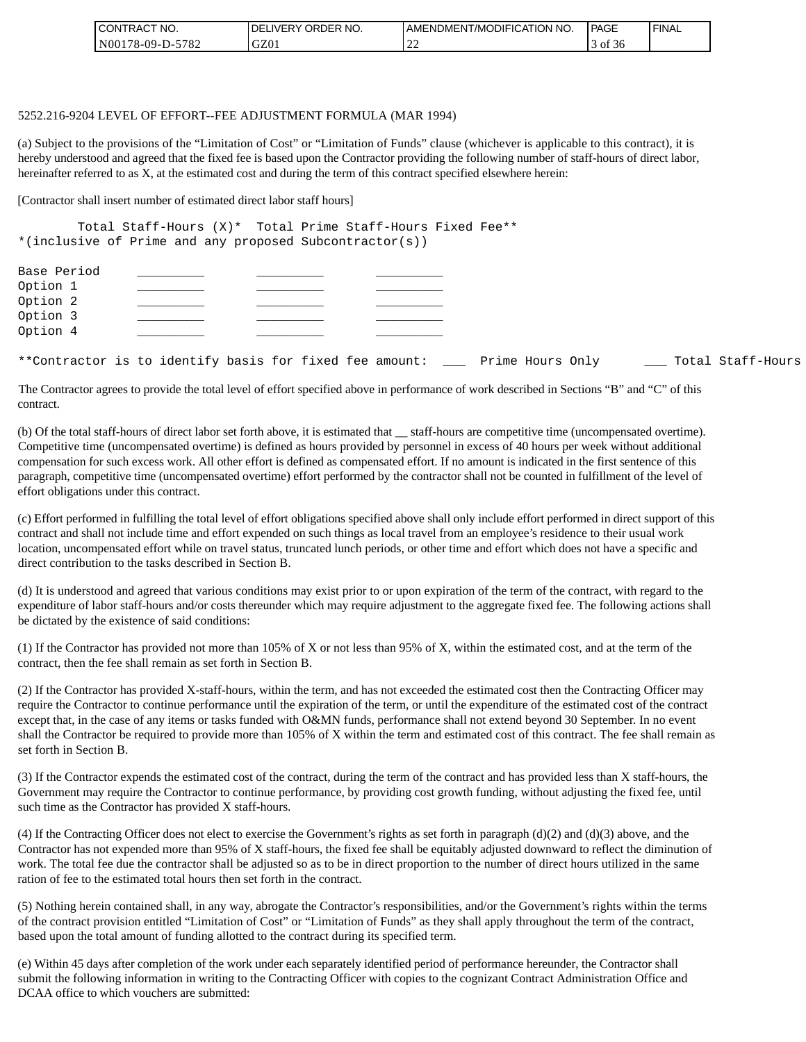5252.216-9204 LEVEL OF EFFORT--FEE ADJUSTMENT FORMULA (MAR 1994)

(a) Subject to the provisions of the "Limitation of Cost" or "Limitation of Funds" clause (whichever is applicable to this contract), it is hereby understood and agreed that the fixed fee is based upon the Contractor providing the following number of staff-hours of direct labor, hereinafter referred to as X, at the estimated cost and during the term of this contract specified elsewhere herein:

[Contractor shall insert number of estimated direct labor staff hours]

```
        Total Staff-Hours (X)*  Total Prime Staff-Hours Fixed Fee**
*(inclusive of Prime and any proposed Subcontractor(s))

Base Period     _________     _________     _________
Option 1        _________     _________     _________
Option 2        _________     _________     _________
Option 3        _________     _________     _________
Option 4        _________     _________     _________

**Contractor is to identify basis for fixed fee amount:  ___  Prime Hours Only     ___ Total Staff-Hours
```

The Contractor agrees to provide the total level of effort specified above in performance of work described in Sections "B" and "C" of this contract.

(b) Of the total staff-hours of direct labor set forth above, it is estimated that __ staff-hours are competitive time (uncompensated overtime). Competitive time (uncompensated overtime) is defined as hours provided by personnel in excess of 40 hours per week without additional compensation for such excess work. All other effort is defined as compensated effort. If no amount is indicated in the first sentence of this paragraph, competitive time (uncompensated overtime) effort performed by the contractor shall not be counted in fulfillment of the level of effort obligations under this contract.

(c) Effort performed in fulfilling the total level of effort obligations specified above shall only include effort performed in direct support of this contract and shall not include time and effort expended on such things as local travel from an employee's residence to their usual work location, uncompensated effort while on travel status, truncated lunch periods, or other time and effort which does not have a specific and direct contribution to the tasks described in Section B.

(d) It is understood and agreed that various conditions may exist prior to or upon expiration of the term of the contract, with regard to the expenditure of labor staff-hours and/or costs thereunder which may require adjustment to the aggregate fixed fee. The following actions shall be dictated by the existence of said conditions:

(1) If the Contractor has provided not more than 105% of X or not less than 95% of X, within the estimated cost, and at the term of the contract, then the fee shall remain as set forth in Section B.

(2) If the Contractor has provided X-staff-hours, within the term, and has not exceeded the estimated cost then the Contracting Officer may require the Contractor to continue performance until the expiration of the term, or until the expenditure of the estimated cost of the contract except that, in the case of any items or tasks funded with O&MN funds, performance shall not extend beyond 30 September. In no event shall the Contractor be required to provide more than 105% of X within the term and estimated cost of this contract. The fee shall remain as set forth in Section B.

(3) If the Contractor expends the estimated cost of the contract, during the term of the contract and has provided less than X staff-hours, the Government may require the Contractor to continue performance, by providing cost growth funding, without adjusting the fixed fee, until such time as the Contractor has provided X staff-hours.

(4) If the Contracting Officer does not elect to exercise the Government's rights as set forth in paragraph (d)(2) and (d)(3) above, and the Contractor has not expended more than 95% of X staff-hours, the fixed fee shall be equitably adjusted downward to reflect the diminution of work. The total fee due the contractor shall be adjusted so as to be in direct proportion to the number of direct hours utilized in the same ration of fee to the estimated total hours then set forth in the contract.

(5) Nothing herein contained shall, in any way, abrogate the Contractor's responsibilities, and/or the Government's rights within the terms of the contract provision entitled "Limitation of Cost" or "Limitation of Funds" as they shall apply throughout the term of the contract, based upon the total amount of funding allotted to the contract during its specified term.

(e) Within 45 days after completion of the work under each separately identified period of performance hereunder, the Contractor shall submit the following information in writing to the Contracting Officer with copies to the cognizant Contract Administration Office and DCAA office to which vouchers are submitted: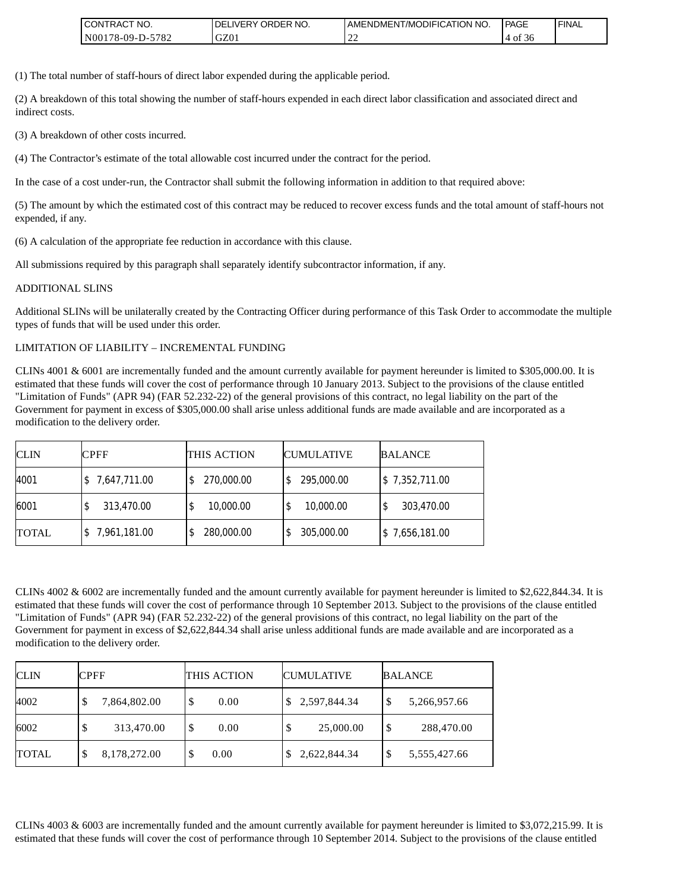(1) The total number of staff-hours of direct labor expended during the applicable period.

(2) A breakdown of this total showing the number of staff-hours expended in each direct labor classification and associated direct and indirect costs.

(3) A breakdown of other costs incurred.

(4) The Contractor's estimate of the total allowable cost incurred under the contract for the period.

In the case of a cost under-run, the Contractor shall submit the following information in addition to that required above:

(5) The amount by which the estimated cost of this contract may be reduced to recover excess funds and the total amount of staff-hours not expended, if any.

(6) A calculation of the appropriate fee reduction in accordance with this clause.

All submissions required by this paragraph shall separately identify subcontractor information, if any.

ADDITIONAL SLINS

Additional SLINs will be unilaterally created by the Contracting Officer during performance of this Task Order to accommodate the multiple types of funds that will be used under this order.

LIMITATION OF LIABILITY – INCREMENTAL FUNDING

CLINs 4001 & 6001 are incrementally funded and the amount currently available for payment hereunder is limited to $305,000.00. It is estimated that these funds will cover the cost of performance through 10 January 2013. Subject to the provisions of the clause entitled "Limitation of Funds" (APR 94) (FAR 52.232-22) of the general provisions of this contract, no legal liability on the part of the Government for payment in excess of $305,000.00 shall arise unless additional funds are made available and are incorporated as a modification to the delivery order.

| CLIN | CPFF | THIS ACTION | CUMULATIVE | BALANCE |
|---|---|---|---|---|
| 4001 | $ 7,647,711.00 | $ 270,000.00 | $ 295,000.00 | $ 7,352,711.00 |
| 6001 | $ 313,470.00 | $ 10,000.00 | $ 10,000.00 | $ 303,470.00 |
| TOTAL | $ 7,961,181.00 | $ 280,000.00 | $ 305,000.00 | $ 7,656,181.00 |

CLINs 4002 & 6002 are incrementally funded and the amount currently available for payment hereunder is limited to $2,622,844.34. It is estimated that these funds will cover the cost of performance through 10 September 2013. Subject to the provisions of the clause entitled "Limitation of Funds" (APR 94) (FAR 52.232-22) of the general provisions of this contract, no legal liability on the part of the Government for payment in excess of $2,622,844.34 shall arise unless additional funds are made available and are incorporated as a modification to the delivery order.

| CLIN | CPFF | THIS ACTION | CUMULATIVE | BALANCE |
|---|---|---|---|---|
| 4002 | $ 7,864,802.00 | $ 0.00 | $ 2,597,844.34 | $ 5,266,957.66 |
| 6002 | $ 313,470.00 | $ 0.00 | $ 25,000.00 | $ 288,470.00 |
| TOTAL | $ 8,178,272.00 | $ 0.00 | $ 2,622,844.34 | $ 5,555,427.66 |

CLINs 4003 & 6003 are incrementally funded and the amount currently available for payment hereunder is limited to $3,072,215.99. It is estimated that these funds will cover the cost of performance through 10 September 2014. Subject to the provisions of the clause entitled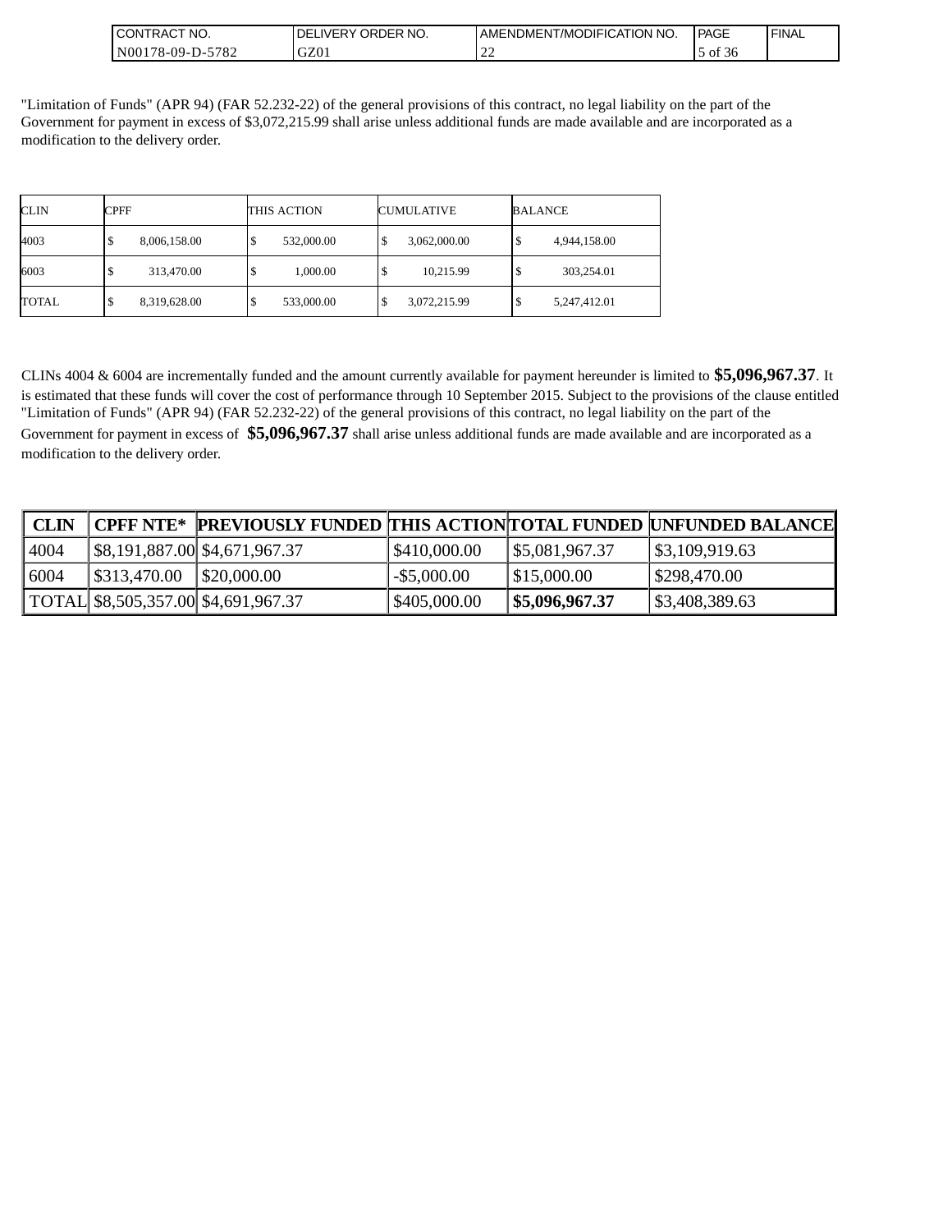"Limitation of Funds" (APR 94) (FAR 52.232-22) of the general provisions of this contract, no legal liability on the part of the Government for payment in excess of $3,072,215.99 shall arise unless additional funds are made available and are incorporated as a modification to the delivery order.

| CLIN | CPFF | THIS ACTION | CUMULATIVE | BALANCE |
|---|---|---|---|---|
| 4003 | $ 8,006,158.00 | $ 532,000.00 | $ 3,062,000.00 | $ 4,944,158.00 |
| 6003 | $ 313,470.00 | $ 1,000.00 | $ 10,215.99 | $ 303,254.01 |
| TOTAL | $ 8,319,628.00 | $ 533,000.00 | $ 3,072,215.99 | $ 5,247,412.01 |

CLINs 4004 & 6004 are incrementally funded and the amount currently available for payment hereunder is limited to **$5,096,967.37**. It is estimated that these funds will cover the cost of performance through 10 September 2015. Subject to the provisions of the clause entitled "Limitation of Funds" (APR 94) (FAR 52.232-22) of the general provisions of this contract, no legal liability on the part of the Government for payment in excess of **$5,096,967.37** shall arise unless additional funds are made available and are incorporated as a modification to the delivery order.

| CLIN | CPFF NTE* | PREVIOUSLY FUNDED | THIS ACTION | TOTAL FUNDED | UNFUNDED BALANCE |
|---|---|---|---|---|---|
| 4004 | $8,191,887.00 | $4,671,967.37 | $410,000.00 | $5,081,967.37 | $3,109,919.63 |
| 6004 | $313,470.00 | $20,000.00 | -$5,000.00 | $15,000.00 | $298,470.00 |
| TOTAL | $8,505,357.00 | $4,691,967.37 | $405,000.00 | **$5,096,967.37** | $3,408,389.63 |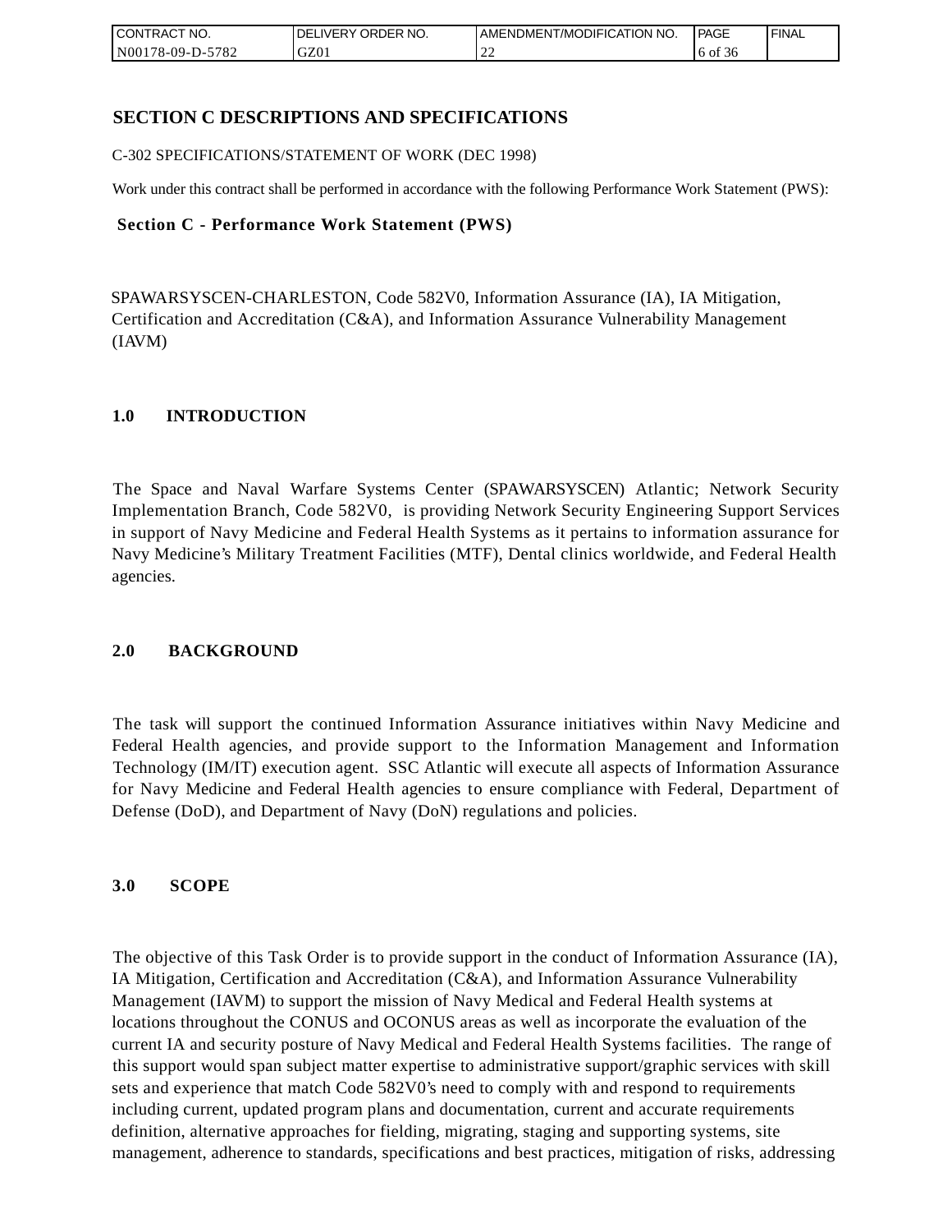# SECTION C DESCRIPTIONS AND SPECIFICATIONS

C-302 SPECIFICATIONS/STATEMENT OF WORK (DEC 1998)

Work under this contract shall be performed in accordance with the following Performance Work Statement (PWS):

## Section C - Performance Work Statement (PWS)

SPAWARSYSCEN-CHARLESTON, Code 582V0, Information Assurance (IA), IA Mitigation, Certification and Accreditation (C&A), and Information Assurance Vulnerability Management (IAVM)

### 1.0 INTRODUCTION

The Space and Naval Warfare Systems Center (SPAWARSYSCEN) Atlantic; Network Security Implementation Branch, Code 582V0, is providing Network Security Engineering Support Services in support of Navy Medicine and Federal Health Systems as it pertains to information assurance for Navy Medicine's Military Treatment Facilities (MTF), Dental clinics worldwide, and Federal Health agencies.

### 2.0 BACKGROUND

The task will support the continued Information Assurance initiatives within Navy Medicine and Federal Health agencies, and provide support to the Information Management and Information Technology (IM/IT) execution agent. SSC Atlantic will execute all aspects of Information Assurance for Navy Medicine and Federal Health agencies to ensure compliance with Federal, Department of Defense (DoD), and Department of Navy (DoN) regulations and policies.

### 3.0 SCOPE

The objective of this Task Order is to provide support in the conduct of Information Assurance (IA), IA Mitigation, Certification and Accreditation (C&A), and Information Assurance Vulnerability Management (IAVM) to support the mission of Navy Medical and Federal Health systems at locations throughout the CONUS and OCONUS areas as well as incorporate the evaluation of the current IA and security posture of Navy Medical and Federal Health Systems facilities. The range of this support would span subject matter expertise to administrative support/graphic services with skill sets and experience that match Code 582V0's need to comply with and respond to requirements including current, updated program plans and documentation, current and accurate requirements definition, alternative approaches for fielding, migrating, staging and supporting systems, site management, adherence to standards, specifications and best practices, mitigation of risks, addressing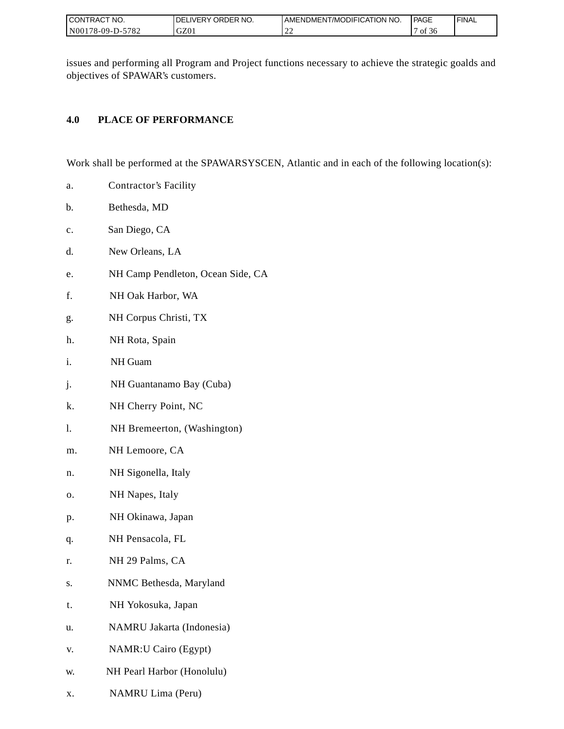issues and performing all Program and Project functions necessary to achieve the strategic goalds and objectives of SPAWAR's customers.

## 4.0 PLACE OF PERFORMANCE

Work shall be performed at the SPAWARSYSCEN, Atlantic and in each of the following location(s):

a. Contractor's Facility

b. Bethesda, MD

c. San Diego, CA

d. New Orleans, LA

e. NH Camp Pendleton, Ocean Side, CA

f. NH Oak Harbor, WA

g. NH Corpus Christi, TX

h. NH Rota, Spain

i. NH Guam

j. NH Guantanamo Bay (Cuba)

k. NH Cherry Point, NC

l. NH Bremeerton, (Washington)

m. NH Lemoore, CA

n. NH Sigonella, Italy

o. NH Napes, Italy

p. NH Okinawa, Japan

q. NH Pensacola, FL

r. NH 29 Palms, CA

s. NNMC Bethesda, Maryland

t. NH Yokosuka, Japan

u. NAMRU Jakarta (Indonesia)

v. NAMR:U Cairo (Egypt)

w. NH Pearl Harbor (Honolulu)

x. NAMRU Lima (Peru)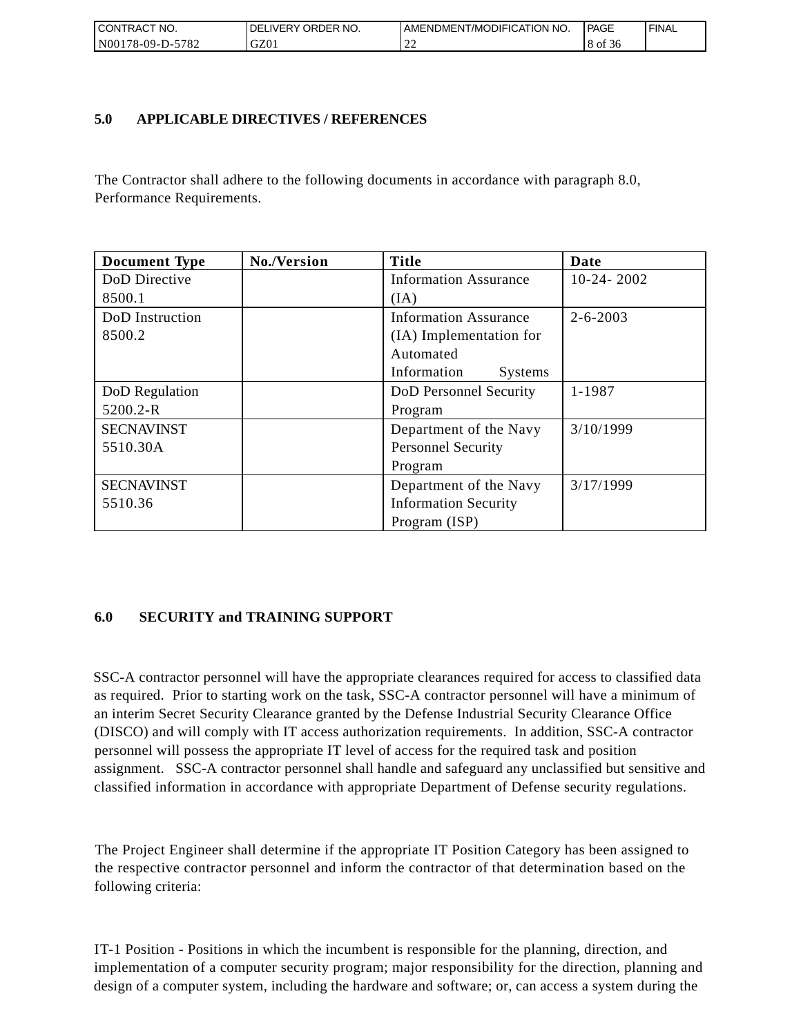## 5.0 APPLICABLE DIRECTIVES / REFERENCES

The Contractor shall adhere to the following documents in accordance with paragraph 8.0, Performance Requirements.

| Document Type | No./Version | Title | Date |
|---|---|---|---|
| DoD Directive 8500.1 | | Information Assurance (IA) | 10-24- 2002 |
| DoD Instruction 8500.2 | | Information Assurance (IA) Implementation for Automated Information Systems | 2-6-2003 |
| DoD Regulation 5200.2-R | | DoD Personnel Security Program | 1-1987 |
| SECNAVINST 5510.30A | | Department of the Navy Personnel Security Program | 3/10/1999 |
| SECNAVINST 5510.36 | | Department of the Navy Information Security Program (ISP) | 3/17/1999 |

## 6.0 SECURITY and TRAINING SUPPORT

SSC-A contractor personnel will have the appropriate clearances required for access to classified data as required. Prior to starting work on the task, SSC-A contractor personnel will have a minimum of an interim Secret Security Clearance granted by the Defense Industrial Security Clearance Office (DISCO) and will comply with IT access authorization requirements. In addition, SSC-A contractor personnel will possess the appropriate IT level of access for the required task and position assignment. SSC-A contractor personnel shall handle and safeguard any unclassified but sensitive and classified information in accordance with appropriate Department of Defense security regulations.

The Project Engineer shall determine if the appropriate IT Position Category has been assigned to the respective contractor personnel and inform the contractor of that determination based on the following criteria:

IT-1 Position - Positions in which the incumbent is responsible for the planning, direction, and implementation of a computer security program; major responsibility for the direction, planning and design of a computer system, including the hardware and software; or, can access a system during the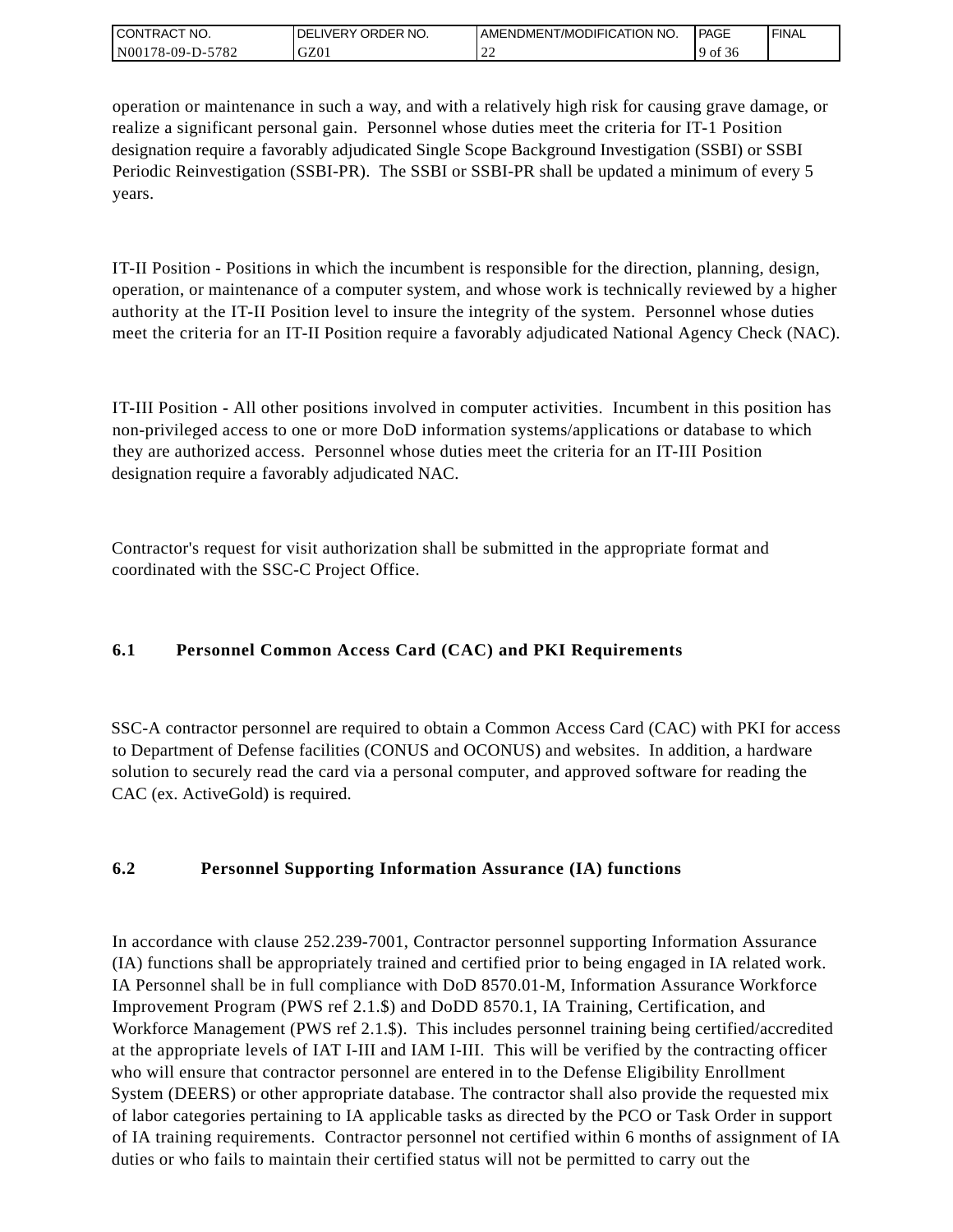operation or maintenance in such a way, and with a relatively high risk for causing grave damage, or realize a significant personal gain. Personnel whose duties meet the criteria for IT-1 Position designation require a favorably adjudicated Single Scope Background Investigation (SSBI) or SSBI Periodic Reinvestigation (SSBI-PR). The SSBI or SSBI-PR shall be updated a minimum of every 5 years.

IT-II Position - Positions in which the incumbent is responsible for the direction, planning, design, operation, or maintenance of a computer system, and whose work is technically reviewed by a higher authority at the IT-II Position level to insure the integrity of the system. Personnel whose duties meet the criteria for an IT-II Position require a favorably adjudicated National Agency Check (NAC).

IT-III Position - All other positions involved in computer activities. Incumbent in this position has non-privileged access to one or more DoD information systems/applications or database to which they are authorized access. Personnel whose duties meet the criteria for an IT-III Position designation require a favorably adjudicated NAC.

Contractor's request for visit authorization shall be submitted in the appropriate format and coordinated with the SSC-C Project Office.

### 6.1 Personnel Common Access Card (CAC) and PKI Requirements

SSC-A contractor personnel are required to obtain a Common Access Card (CAC) with PKI for access to Department of Defense facilities (CONUS and OCONUS) and websites. In addition, a hardware solution to securely read the card via a personal computer, and approved software for reading the CAC (ex. ActiveGold) is required.

### 6.2 Personnel Supporting Information Assurance (IA) functions

In accordance with clause 252.239-7001, Contractor personnel supporting Information Assurance (IA) functions shall be appropriately trained and certified prior to being engaged in IA related work. IA Personnel shall be in full compliance with DoD 8570.01-M, Information Assurance Workforce Improvement Program (PWS ref 2.1.$) and DoDD 8570.1, IA Training, Certification, and Workforce Management (PWS ref 2.1.$). This includes personnel training being certified/accredited at the appropriate levels of IAT I-III and IAM I-III. This will be verified by the contracting officer who will ensure that contractor personnel are entered in to the Defense Eligibility Enrollment System (DEERS) or other appropriate database. The contractor shall also provide the requested mix of labor categories pertaining to IA applicable tasks as directed by the PCO or Task Order in support of IA training requirements. Contractor personnel not certified within 6 months of assignment of IA duties or who fails to maintain their certified status will not be permitted to carry out the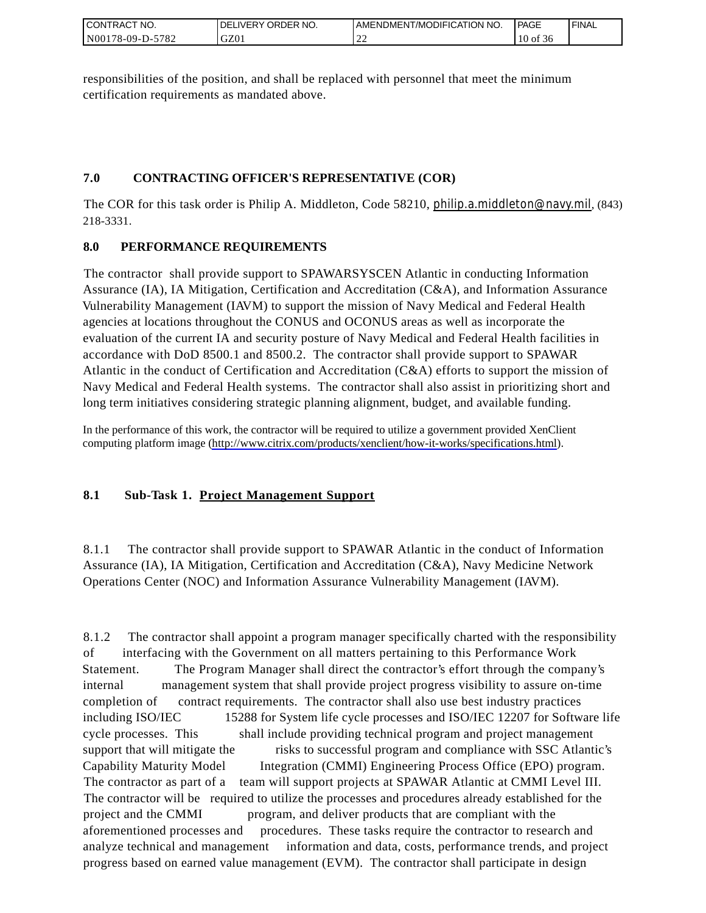responsibilities of the position, and shall be replaced with personnel that meet the minimum certification requirements as mandated above.

## 7.0 CONTRACTING OFFICER'S REPRESENTATIVE (COR)

The COR for this task order is Philip A. Middleton, Code 58210, philip.a.middleton@navy.mil, (843) 218-3331.

## 8.0 PERFORMANCE REQUIREMENTS

The contractor shall provide support to SPAWARSYSCEN Atlantic in conducting Information Assurance (IA), IA Mitigation, Certification and Accreditation (C&A), and Information Assurance Vulnerability Management (IAVM) to support the mission of Navy Medical and Federal Health agencies at locations throughout the CONUS and OCONUS areas as well as incorporate the evaluation of the current IA and security posture of Navy Medical and Federal Health facilities in accordance with DoD 8500.1 and 8500.2. The contractor shall provide support to SPAWAR Atlantic in the conduct of Certification and Accreditation (C&A) efforts to support the mission of Navy Medical and Federal Health systems. The contractor shall also assist in prioritizing short and long term initiatives considering strategic planning alignment, budget, and available funding.

In the performance of this work, the contractor will be required to utilize a government provided XenClient computing platform image (http://www.citrix.com/products/xenclient/how-it-works/specifications.html).

### 8.1 Sub-Task 1. Project Management Support

8.1.1 The contractor shall provide support to SPAWAR Atlantic in the conduct of Information Assurance (IA), IA Mitigation, Certification and Accreditation (C&A), Navy Medicine Network Operations Center (NOC) and Information Assurance Vulnerability Management (IAVM).

8.1.2 The contractor shall appoint a program manager specifically charted with the responsibility of interfacing with the Government on all matters pertaining to this Performance Work Statement. The Program Manager shall direct the contractor's effort through the company's internal management system that shall provide project progress visibility to assure on-time completion of contract requirements. The contractor shall also use best industry practices including ISO/IEC 15288 for System life cycle processes and ISO/IEC 12207 for Software life cycle processes. This shall include providing technical program and project management support that will mitigate the risks to successful program and compliance with SSC Atlantic's Capability Maturity Model Integration (CMMI) Engineering Process Office (EPO) program. The contractor as part of a team will support projects at SPAWAR Atlantic at CMMI Level III. The contractor will be required to utilize the processes and procedures already established for the project and the CMMI program, and deliver products that are compliant with the aforementioned processes and procedures. These tasks require the contractor to research and analyze technical and management information and data, costs, performance trends, and project progress based on earned value management (EVM). The contractor shall participate in design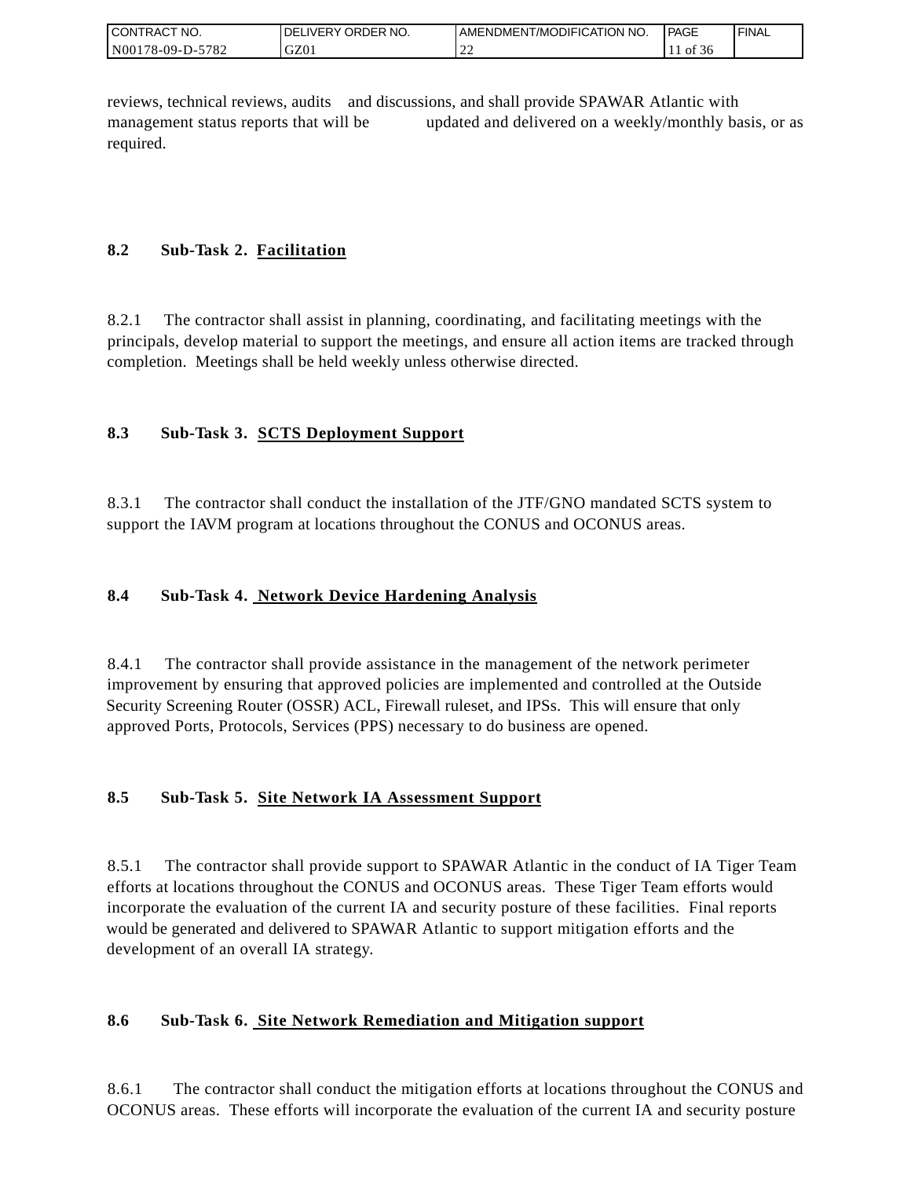reviews, technical reviews, audits and discussions, and shall provide SPAWAR Atlantic with management status reports that will be updated and delivered on a weekly/monthly basis, or as required.

**8.2 Sub-Task 2. Facilitation**

8.2.1 The contractor shall assist in planning, coordinating, and facilitating meetings with the principals, develop material to support the meetings, and ensure all action items are tracked through completion. Meetings shall be held weekly unless otherwise directed.

**8.3 Sub-Task 3. SCTS Deployment Support**

8.3.1 The contractor shall conduct the installation of the JTF/GNO mandated SCTS system to support the IAVM program at locations throughout the CONUS and OCONUS areas.

**8.4 Sub-Task 4. Network Device Hardening Analysis**

8.4.1 The contractor shall provide assistance in the management of the network perimeter improvement by ensuring that approved policies are implemented and controlled at the Outside Security Screening Router (OSSR) ACL, Firewall ruleset, and IPSs. This will ensure that only approved Ports, Protocols, Services (PPS) necessary to do business are opened.

**8.5 Sub-Task 5. Site Network IA Assessment Support**

8.5.1 The contractor shall provide support to SPAWAR Atlantic in the conduct of IA Tiger Team efforts at locations throughout the CONUS and OCONUS areas. These Tiger Team efforts would incorporate the evaluation of the current IA and security posture of these facilities. Final reports would be generated and delivered to SPAWAR Atlantic to support mitigation efforts and the development of an overall IA strategy.

**8.6 Sub-Task 6. Site Network Remediation and Mitigation support**

8.6.1 The contractor shall conduct the mitigation efforts at locations throughout the CONUS and OCONUS areas. These efforts will incorporate the evaluation of the current IA and security posture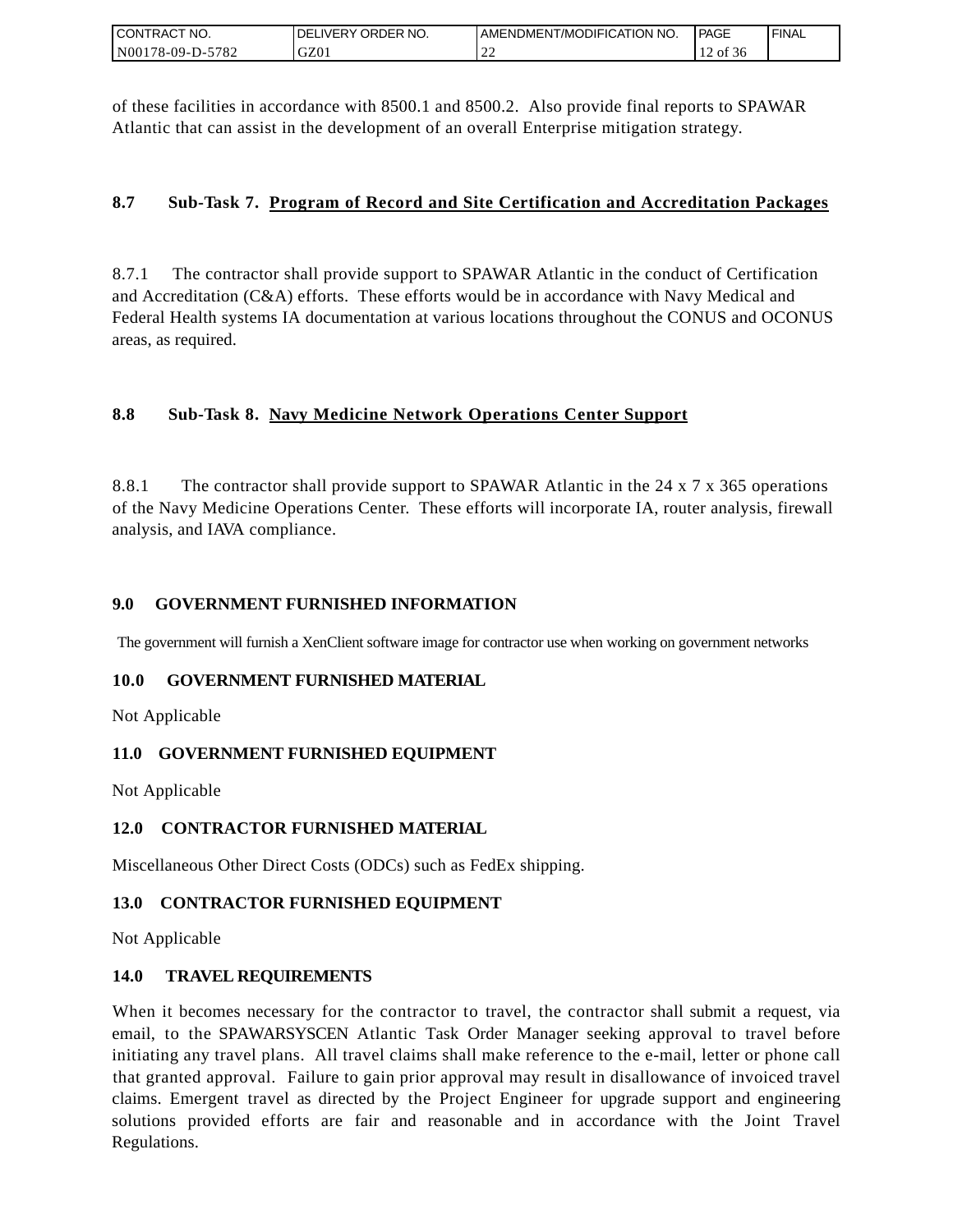of these facilities in accordance with 8500.1 and 8500.2. Also provide final reports to SPAWAR Atlantic that can assist in the development of an overall Enterprise mitigation strategy.

**8.7 Sub-Task 7. <u>Program of Record and Site Certification and Accreditation Packages</u>**

8.7.1 The contractor shall provide support to SPAWAR Atlantic in the conduct of Certification and Accreditation (C&A) efforts. These efforts would be in accordance with Navy Medical and Federal Health systems IA documentation at various locations throughout the CONUS and OCONUS areas, as required.

**8.8 Sub-Task 8. <u>Navy Medicine Network Operations Center Support</u>**

8.8.1 The contractor shall provide support to SPAWAR Atlantic in the 24 x 7 x 365 operations of the Navy Medicine Operations Center. These efforts will incorporate IA, router analysis, firewall analysis, and IAVA compliance.

## 9.0 GOVERNMENT FURNISHED INFORMATION

The government will furnish a XenClient software image for contractor use when working on government networks

## 10.0 GOVERNMENT FURNISHED MATERIAL

Not Applicable

## 11.0 GOVERNMENT FURNISHED EQUIPMENT

Not Applicable

## 12.0 CONTRACTOR FURNISHED MATERIAL

Miscellaneous Other Direct Costs (ODCs) such as FedEx shipping.

## 13.0 CONTRACTOR FURNISHED EQUIPMENT

Not Applicable

## 14.0 TRAVEL REQUIREMENTS

When it becomes necessary for the contractor to travel, the contractor shall submit a request, via email, to the SPAWARSYSCEN Atlantic Task Order Manager seeking approval to travel before initiating any travel plans. All travel claims shall make reference to the e-mail, letter or phone call that granted approval. Failure to gain prior approval may result in disallowance of invoiced travel claims. Emergent travel as directed by the Project Engineer for upgrade support and engineering solutions provided efforts are fair and reasonable and in accordance with the Joint Travel Regulations.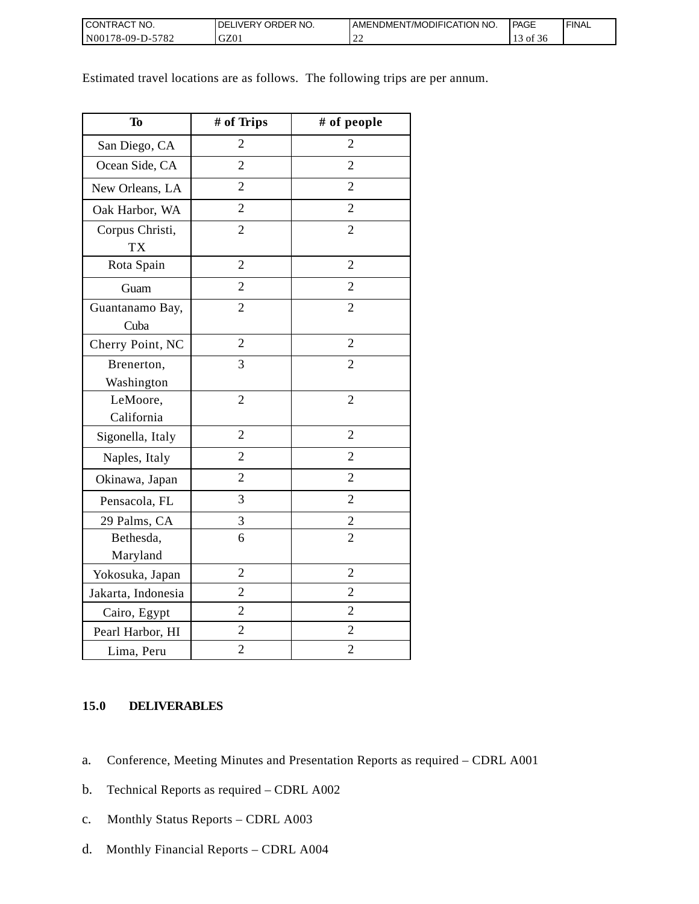Estimated travel locations are as follows. The following trips are per annum.

| To | # of Trips | # of people |
|---|---|---|
| San Diego, CA | 2 | 2 |
| Ocean Side, CA | 2 | 2 |
| New Orleans, LA | 2 | 2 |
| Oak Harbor, WA | 2 | 2 |
| Corpus Christi, TX | 2 | 2 |
| Rota Spain | 2 | 2 |
| Guam | 2 | 2 |
| Guantanamo Bay, Cuba | 2 | 2 |
| Cherry Point, NC | 2 | 2 |
| Brenerton, Washington | 3 | 2 |
| LeMoore, California | 2 | 2 |
| Sigonella, Italy | 2 | 2 |
| Naples, Italy | 2 | 2 |
| Okinawa, Japan | 2 | 2 |
| Pensacola, FL | 3 | 2 |
| 29 Palms, CA | 3 | 2 |
| Bethesda, Maryland | 6 | 2 |
| Yokosuka, Japan | 2 | 2 |
| Jakarta, Indonesia | 2 | 2 |
| Cairo, Egypt | 2 | 2 |
| Pearl Harbor, HI | 2 | 2 |
| Lima, Peru | 2 | 2 |

## 15.0 DELIVERABLES

a. Conference, Meeting Minutes and Presentation Reports as required – CDRL A001

b. Technical Reports as required – CDRL A002

c. Monthly Status Reports – CDRL A003

d. Monthly Financial Reports – CDRL A004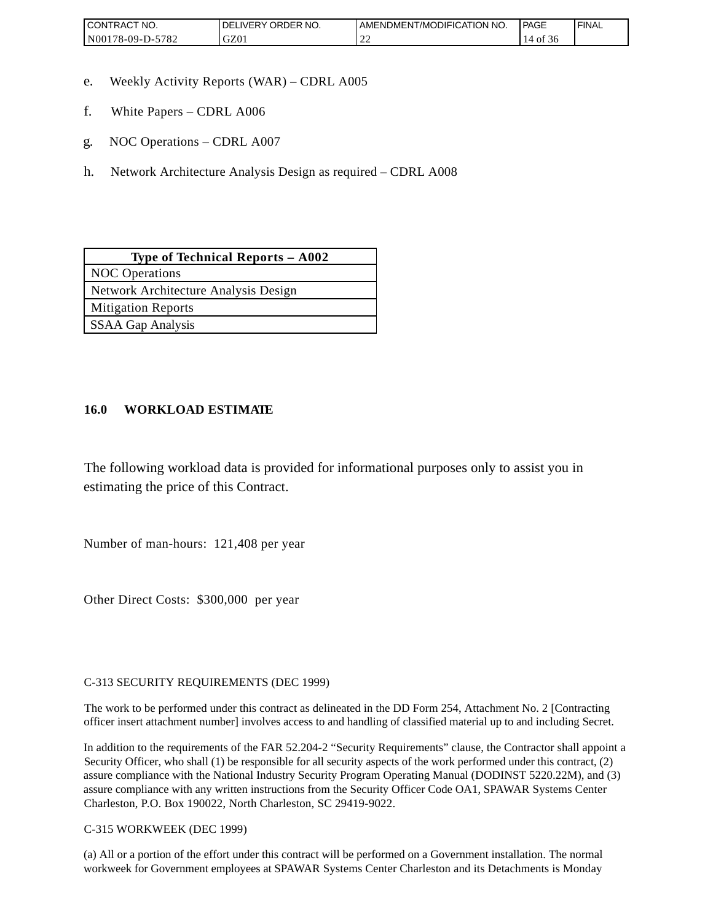e. Weekly Activity Reports (WAR) – CDRL A005

f. White Papers – CDRL A006

g. NOC Operations – CDRL A007

h. Network Architecture Analysis Design as required – CDRL A008

| Type of Technical Reports – A002 |
|---|
| NOC Operations |
| Network Architecture Analysis Design |
| Mitigation Reports |
| SSAA Gap Analysis |

## 16.0 WORKLOAD ESTIMATE

The following workload data is provided for informational purposes only to assist you in estimating the price of this Contract.

Number of man-hours: 121,408 per year

Other Direct Costs: $300,000 per year

C-313 SECURITY REQUIREMENTS (DEC 1999)

The work to be performed under this contract as delineated in the DD Form 254, Attachment No. 2 [Contracting officer insert attachment number] involves access to and handling of classified material up to and including Secret.

In addition to the requirements of the FAR 52.204-2 "Security Requirements" clause, the Contractor shall appoint a Security Officer, who shall (1) be responsible for all security aspects of the work performed under this contract, (2) assure compliance with the National Industry Security Program Operating Manual (DODINST 5220.22M), and (3) assure compliance with any written instructions from the Security Officer Code OA1, SPAWAR Systems Center Charleston, P.O. Box 190022, North Charleston, SC 29419-9022.

C-315 WORKWEEK (DEC 1999)

(a) All or a portion of the effort under this contract will be performed on a Government installation. The normal workweek for Government employees at SPAWAR Systems Center Charleston and its Detachments is Monday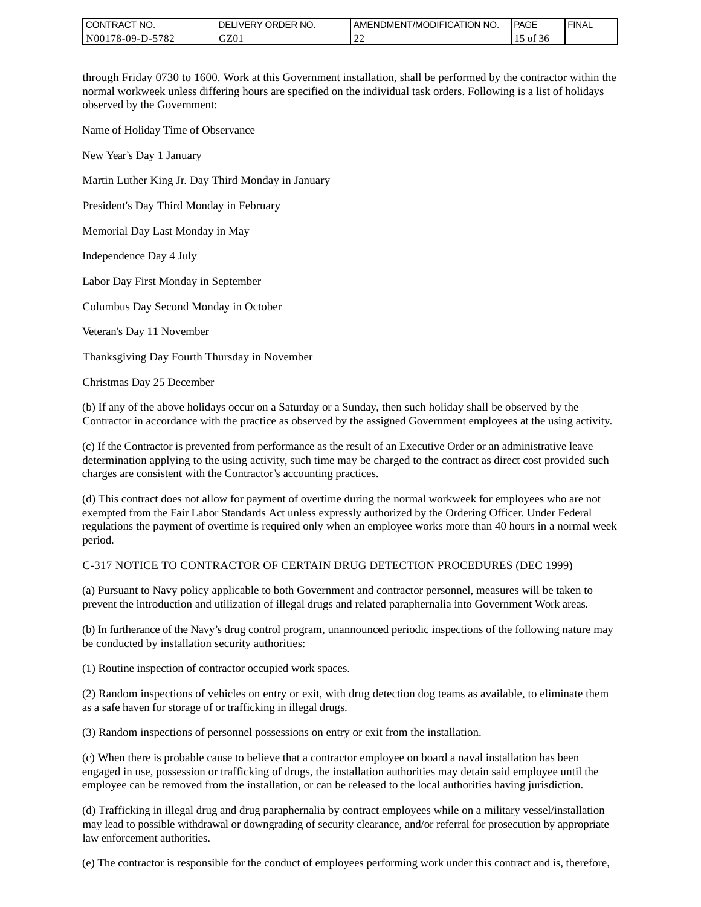through Friday 0730 to 1600. Work at this Government installation, shall be performed by the contractor within the normal workweek unless differing hours are specified on the individual task orders. Following is a list of holidays observed by the Government:

Name of Holiday Time of Observance

New Year's Day 1 January

Martin Luther King Jr. Day Third Monday in January

President's Day Third Monday in February

Memorial Day Last Monday in May

Independence Day 4 July

Labor Day First Monday in September

Columbus Day Second Monday in October

Veteran's Day 11 November

Thanksgiving Day Fourth Thursday in November

Christmas Day 25 December

(b) If any of the above holidays occur on a Saturday or a Sunday, then such holiday shall be observed by the Contractor in accordance with the practice as observed by the assigned Government employees at the using activity.

(c) If the Contractor is prevented from performance as the result of an Executive Order or an administrative leave determination applying to the using activity, such time may be charged to the contract as direct cost provided such charges are consistent with the Contractor's accounting practices.

(d) This contract does not allow for payment of overtime during the normal workweek for employees who are not exempted from the Fair Labor Standards Act unless expressly authorized by the Ordering Officer. Under Federal regulations the payment of overtime is required only when an employee works more than 40 hours in a normal week period.

C-317 NOTICE TO CONTRACTOR OF CERTAIN DRUG DETECTION PROCEDURES (DEC 1999)

(a) Pursuant to Navy policy applicable to both Government and contractor personnel, measures will be taken to prevent the introduction and utilization of illegal drugs and related paraphernalia into Government Work areas.

(b) In furtherance of the Navy's drug control program, unannounced periodic inspections of the following nature may be conducted by installation security authorities:

(1) Routine inspection of contractor occupied work spaces.

(2) Random inspections of vehicles on entry or exit, with drug detection dog teams as available, to eliminate them as a safe haven for storage of or trafficking in illegal drugs.

(3) Random inspections of personnel possessions on entry or exit from the installation.

(c) When there is probable cause to believe that a contractor employee on board a naval installation has been engaged in use, possession or trafficking of drugs, the installation authorities may detain said employee until the employee can be removed from the installation, or can be released to the local authorities having jurisdiction.

(d) Trafficking in illegal drug and drug paraphernalia by contract employees while on a military vessel/installation may lead to possible withdrawal or downgrading of security clearance, and/or referral for prosecution by appropriate law enforcement authorities.

(e) The contractor is responsible for the conduct of employees performing work under this contract and is, therefore,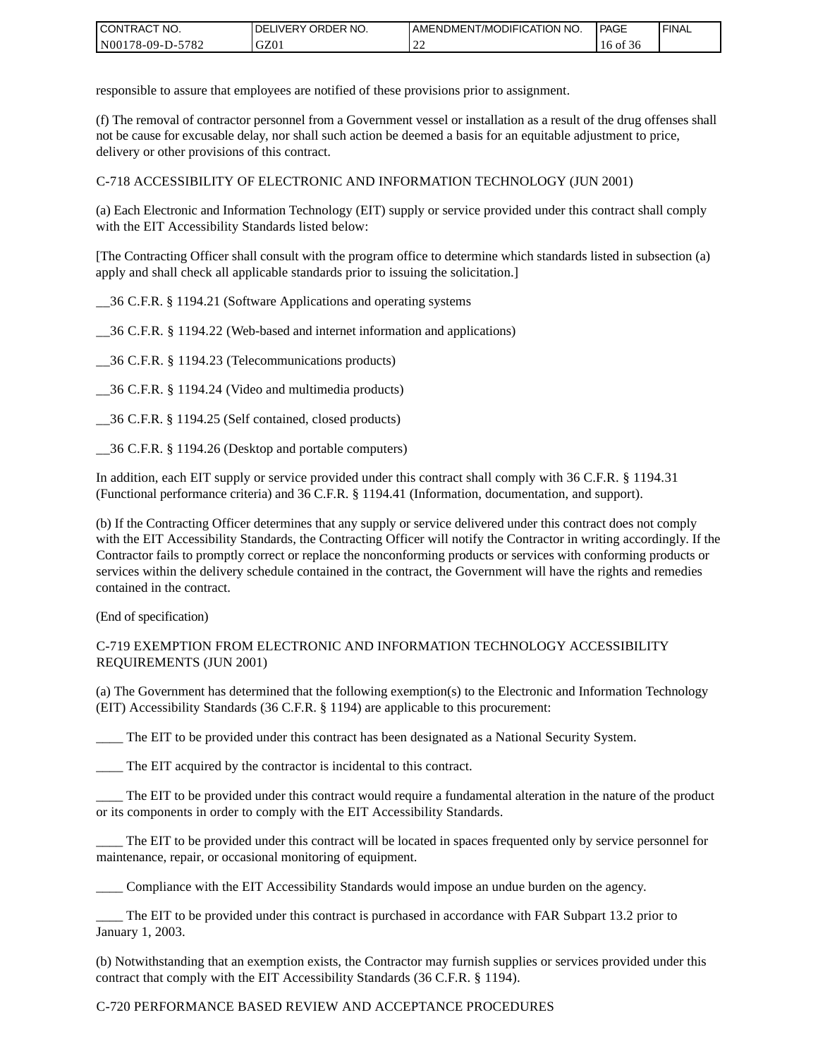responsible to assure that employees are notified of these provisions prior to assignment.

(f) The removal of contractor personnel from a Government vessel or installation as a result of the drug offenses shall not be cause for excusable delay, nor shall such action be deemed a basis for an equitable adjustment to price, delivery or other provisions of this contract.

C-718 ACCESSIBILITY OF ELECTRONIC AND INFORMATION TECHNOLOGY (JUN 2001)

(a) Each Electronic and Information Technology (EIT) supply or service provided under this contract shall comply with the EIT Accessibility Standards listed below:

[The Contracting Officer shall consult with the program office to determine which standards listed in subsection (a) apply and shall check all applicable standards prior to issuing the solicitation.]

__36 C.F.R. § 1194.21 (Software Applications and operating systems

__36 C.F.R. § 1194.22 (Web-based and internet information and applications)

__36 C.F.R. § 1194.23 (Telecommunications products)

__36 C.F.R. § 1194.24 (Video and multimedia products)

__36 C.F.R. § 1194.25 (Self contained, closed products)

__36 C.F.R. § 1194.26 (Desktop and portable computers)

In addition, each EIT supply or service provided under this contract shall comply with 36 C.F.R. § 1194.31 (Functional performance criteria) and 36 C.F.R. § 1194.41 (Information, documentation, and support).

(b) If the Contracting Officer determines that any supply or service delivered under this contract does not comply with the EIT Accessibility Standards, the Contracting Officer will notify the Contractor in writing accordingly. If the Contractor fails to promptly correct or replace the nonconforming products or services with conforming products or services within the delivery schedule contained in the contract, the Government will have the rights and remedies contained in the contract.

(End of specification)

C-719 EXEMPTION FROM ELECTRONIC AND INFORMATION TECHNOLOGY ACCESSIBILITY REQUIREMENTS (JUN 2001)

(a) The Government has determined that the following exemption(s) to the Electronic and Information Technology (EIT) Accessibility Standards (36 C.F.R. § 1194) are applicable to this procurement:

____ The EIT to be provided under this contract has been designated as a National Security System.

____ The EIT acquired by the contractor is incidental to this contract.

____ The EIT to be provided under this contract would require a fundamental alteration in the nature of the product or its components in order to comply with the EIT Accessibility Standards.

____ The EIT to be provided under this contract will be located in spaces frequented only by service personnel for maintenance, repair, or occasional monitoring of equipment.

____ Compliance with the EIT Accessibility Standards would impose an undue burden on the agency.

____ The EIT to be provided under this contract is purchased in accordance with FAR Subpart 13.2 prior to January 1, 2003.

(b) Notwithstanding that an exemption exists, the Contractor may furnish supplies or services provided under this contract that comply with the EIT Accessibility Standards (36 C.F.R. § 1194).

C-720 PERFORMANCE BASED REVIEW AND ACCEPTANCE PROCEDURES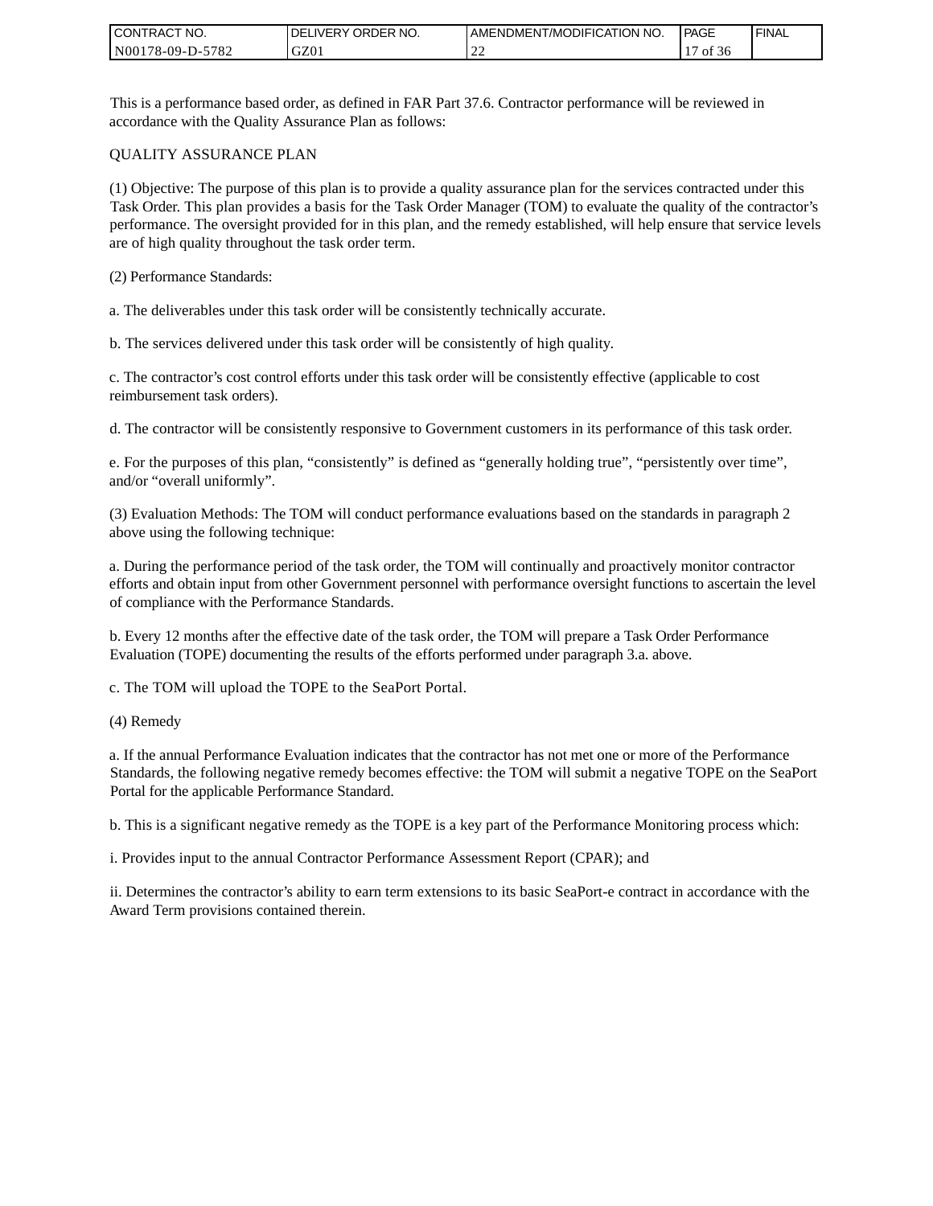This is a performance based order, as defined in FAR Part 37.6. Contractor performance will be reviewed in accordance with the Quality Assurance Plan as follows:

QUALITY ASSURANCE PLAN

(1) Objective: The purpose of this plan is to provide a quality assurance plan for the services contracted under this Task Order. This plan provides a basis for the Task Order Manager (TOM) to evaluate the quality of the contractor's performance. The oversight provided for in this plan, and the remedy established, will help ensure that service levels are of high quality throughout the task order term.

(2) Performance Standards:

a. The deliverables under this task order will be consistently technically accurate.

b. The services delivered under this task order will be consistently of high quality.

c. The contractor's cost control efforts under this task order will be consistently effective (applicable to cost reimbursement task orders).

d. The contractor will be consistently responsive to Government customers in its performance of this task order.

e. For the purposes of this plan, "consistently" is defined as "generally holding true", "persistently over time", and/or "overall uniformly".

(3) Evaluation Methods: The TOM will conduct performance evaluations based on the standards in paragraph 2 above using the following technique:

a. During the performance period of the task order, the TOM will continually and proactively monitor contractor efforts and obtain input from other Government personnel with performance oversight functions to ascertain the level of compliance with the Performance Standards.

b. Every 12 months after the effective date of the task order, the TOM will prepare a Task Order Performance Evaluation (TOPE) documenting the results of the efforts performed under paragraph 3.a. above.

c. The TOM will upload the TOPE to the SeaPort Portal.

(4) Remedy

a. If the annual Performance Evaluation indicates that the contractor has not met one or more of the Performance Standards, the following negative remedy becomes effective: the TOM will submit a negative TOPE on the SeaPort Portal for the applicable Performance Standard.

b. This is a significant negative remedy as the TOPE is a key part of the Performance Monitoring process which:

i. Provides input to the annual Contractor Performance Assessment Report (CPAR); and

ii. Determines the contractor's ability to earn term extensions to its basic SeaPort-e contract in accordance with the Award Term provisions contained therein.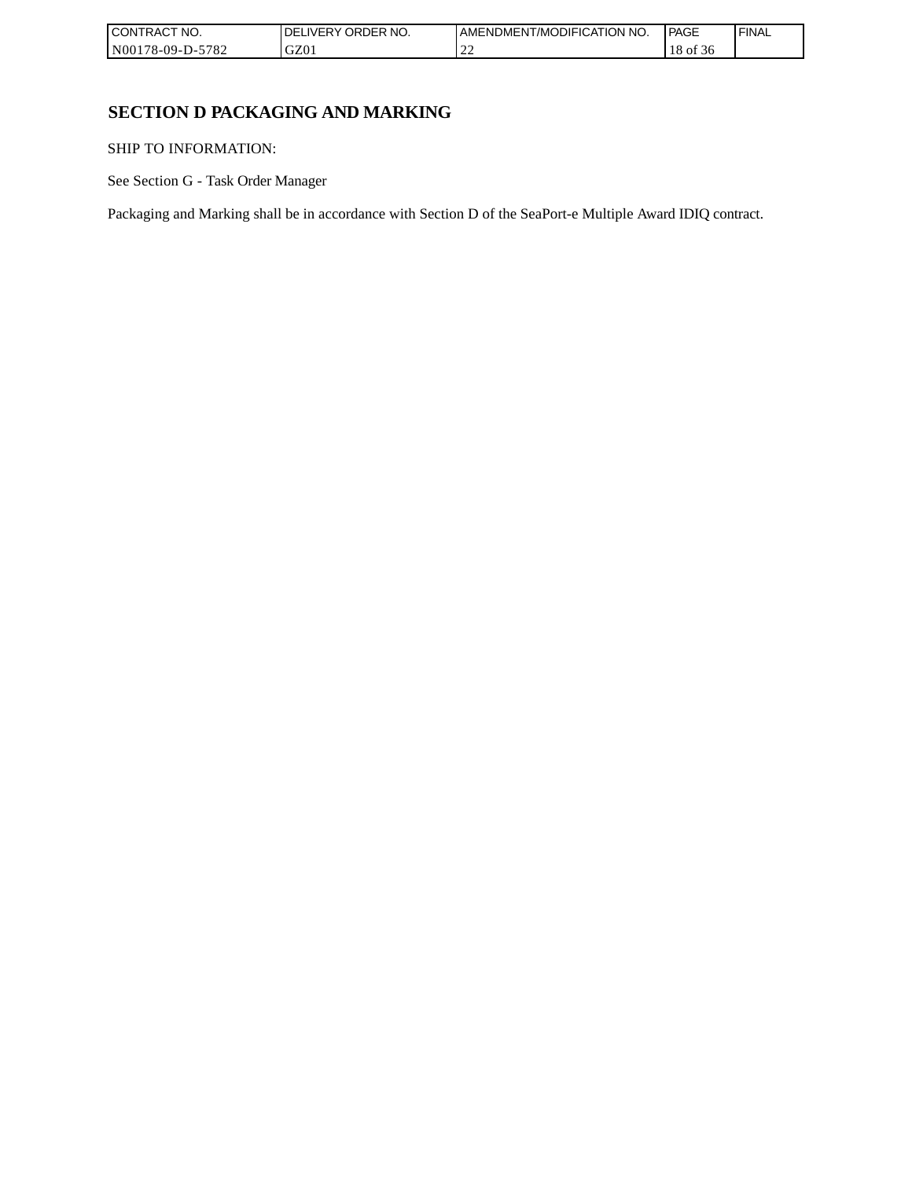# SECTION D PACKAGING AND MARKING

SHIP TO INFORMATION:

See Section G - Task Order Manager

Packaging and Marking shall be in accordance with Section D of the SeaPort-e Multiple Award IDIQ contract.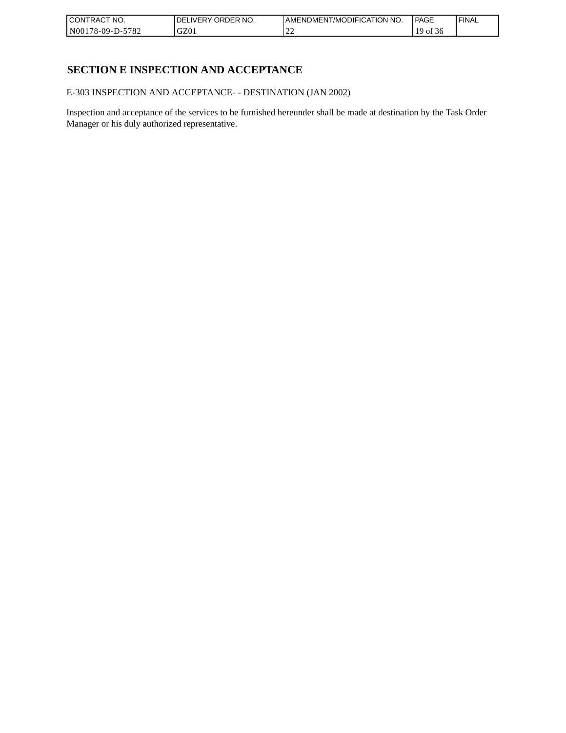# SECTION E INSPECTION AND ACCEPTANCE

E-303 INSPECTION AND ACCEPTANCE- - DESTINATION (JAN 2002)

Inspection and acceptance of the services to be furnished hereunder shall be made at destination by the Task Order Manager or his duly authorized representative.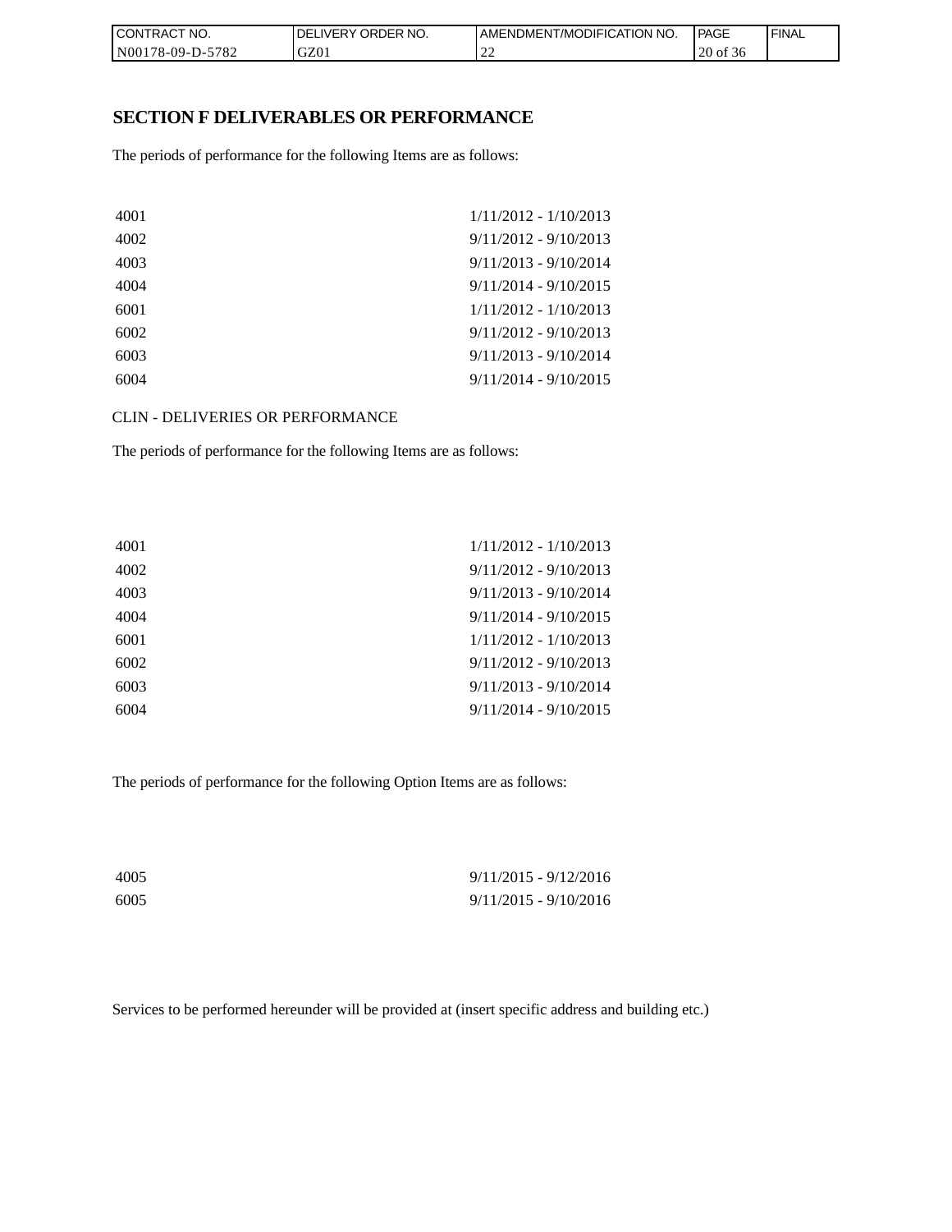## SECTION F DELIVERABLES OR PERFORMANCE

The periods of performance for the following Items are as follows:

| | |
|---|---|
| 4001 | 1/11/2012 - 1/10/2013 |
| 4002 | 9/11/2012 - 9/10/2013 |
| 4003 | 9/11/2013 - 9/10/2014 |
| 4004 | 9/11/2014 - 9/10/2015 |
| 6001 | 1/11/2012 - 1/10/2013 |
| 6002 | 9/11/2012 - 9/10/2013 |
| 6003 | 9/11/2013 - 9/10/2014 |
| 6004 | 9/11/2014 - 9/10/2015 |

CLIN - DELIVERIES OR PERFORMANCE

The periods of performance for the following Items are as follows:

| | |
|---|---|
| 4001 | 1/11/2012 - 1/10/2013 |
| 4002 | 9/11/2012 - 9/10/2013 |
| 4003 | 9/11/2013 - 9/10/2014 |
| 4004 | 9/11/2014 - 9/10/2015 |
| 6001 | 1/11/2012 - 1/10/2013 |
| 6002 | 9/11/2012 - 9/10/2013 |
| 6003 | 9/11/2013 - 9/10/2014 |
| 6004 | 9/11/2014 - 9/10/2015 |

The periods of performance for the following Option Items are as follows:

| | |
|---|---|
| 4005 | 9/11/2015 - 9/12/2016 |
| 6005 | 9/11/2015 - 9/10/2016 |

Services to be performed hereunder will be provided at (insert specific address and building etc.)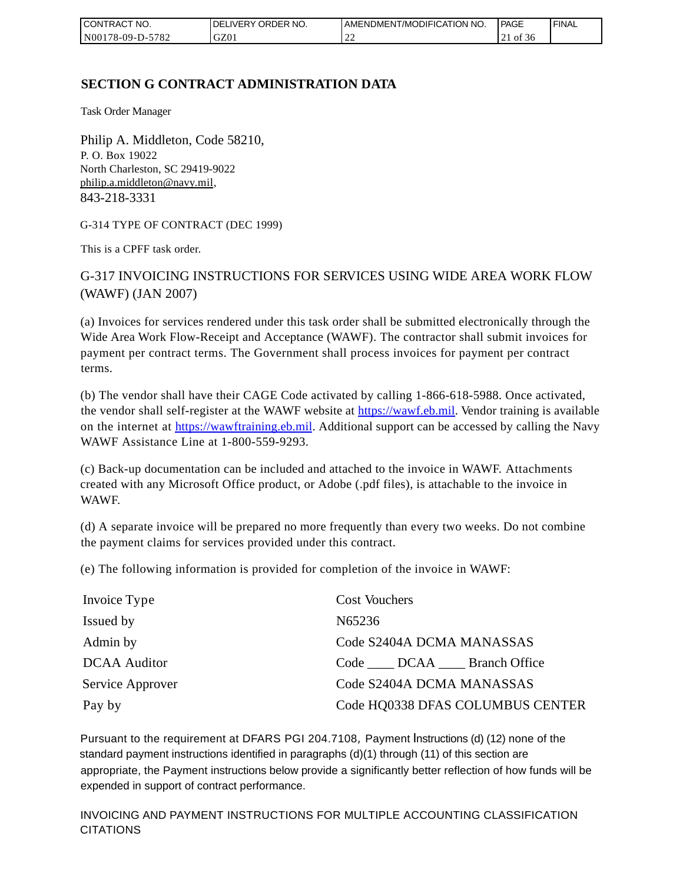## SECTION G CONTRACT ADMINISTRATION DATA

Task Order Manager

Philip A. Middleton, Code 58210,
P. O. Box 19022
North Charleston, SC 29419-9022
philip.a.middleton@navy.mil,
843-218-3331

G-314 TYPE OF CONTRACT (DEC 1999)

This is a CPFF task order.

G-317 INVOICING INSTRUCTIONS FOR SERVICES USING WIDE AREA WORK FLOW (WAWF) (JAN 2007)

(a) Invoices for services rendered under this task order shall be submitted electronically through the Wide Area Work Flow-Receipt and Acceptance (WAWF). The contractor shall submit invoices for payment per contract terms. The Government shall process invoices for payment per contract terms.

(b) The vendor shall have their CAGE Code activated by calling 1-866-618-5988. Once activated, the vendor shall self-register at the WAWF website at https://wawf.eb.mil. Vendor training is available on the internet at https://wawftraining.eb.mil. Additional support can be accessed by calling the Navy WAWF Assistance Line at 1-800-559-9293.

(c) Back-up documentation can be included and attached to the invoice in WAWF. Attachments created with any Microsoft Office product, or Adobe (.pdf files), is attachable to the invoice in WAWF.

(d) A separate invoice will be prepared no more frequently than every two weeks. Do not combine the payment claims for services provided under this contract.

(e) The following information is provided for completion of the invoice in WAWF:

| | |
|---|---|
| Invoice Type | Cost Vouchers |
| Issued by | N65236 |
| Admin by | Code S2404A DCMA MANASSAS |
| DCAA Auditor | Code ____ DCAA ____ Branch Office |
| Service Approver | Code S2404A DCMA MANASSAS |
| Pay by | Code HQ0338 DFAS COLUMBUS CENTER |

Pursuant to the requirement at DFARS PGI 204.7108, Payment Instructions (d) (12) none of the standard payment instructions identified in paragraphs (d)(1) through (11) of this section are appropriate, the Payment instructions below provide a significantly better reflection of how funds will be expended in support of contract performance.

INVOICING AND PAYMENT INSTRUCTIONS FOR MULTIPLE ACCOUNTING CLASSIFICATION CITATIONS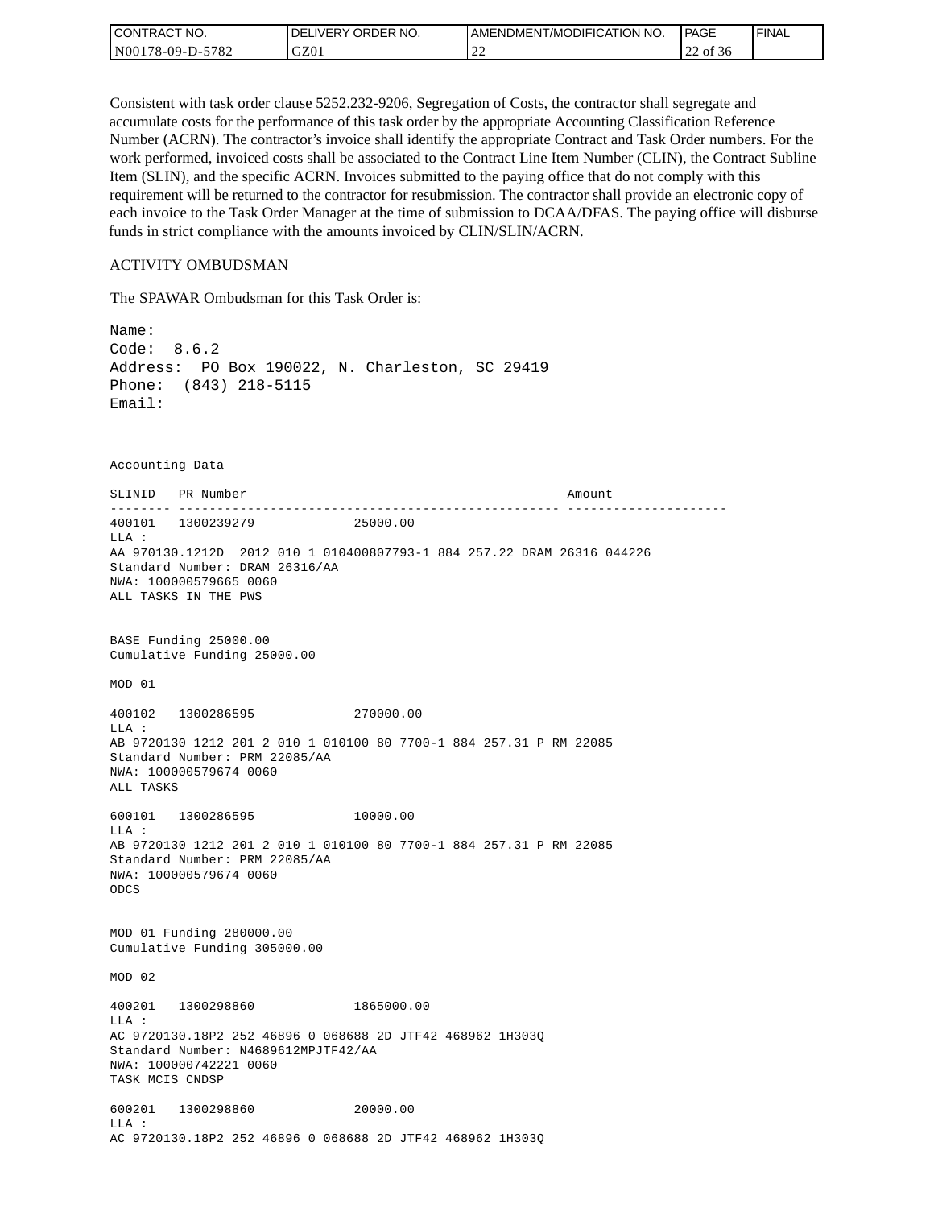Consistent with task order clause 5252.232-9206, Segregation of Costs, the contractor shall segregate and accumulate costs for the performance of this task order by the appropriate Accounting Classification Reference Number (ACRN). The contractor's invoice shall identify the appropriate Contract and Task Order numbers. For the work performed, invoiced costs shall be associated to the Contract Line Item Number (CLIN), the Contract Subline Item (SLIN), and the specific ACRN. Invoices submitted to the paying office that do not comply with this requirement will be returned to the contractor for resubmission. The contractor shall provide an electronic copy of each invoice to the Task Order Manager at the time of submission to DCAA/DFAS. The paying office will disburse funds in strict compliance with the amounts invoiced by CLIN/SLIN/ACRN.

ACTIVITY OMBUDSMAN

The SPAWAR Ombudsman for this Task Order is:

```
Name:
Code:  8.6.2
Address:  PO Box 190022, N. Charleston, SC 29419
Phone:  (843) 218-5115
Email:
```

```
Accounting Data

SLINID   PR Number                                          Amount
-------- -------------------------------------------------- ---------------------
400101   1300239279              25000.00
LLA :
AA 970130.1212D  2012 010 1 010400807793-1 884 257.22 DRAM 26316 044226
Standard Number: DRAM 26316/AA
NWA: 100000579665 0060
ALL TASKS IN THE PWS


BASE Funding 25000.00
Cumulative Funding 25000.00

MOD 01

400102   1300286595              270000.00
LLA :
AB 9720130 1212 201 2 010 1 010100 80 7700-1 884 257.31 P RM 22085
Standard Number: PRM 22085/AA
NWA: 100000579674 0060
ALL TASKS

600101   1300286595              10000.00
LLA :
AB 9720130 1212 201 2 010 1 010100 80 7700-1 884 257.31 P RM 22085
Standard Number: PRM 22085/AA
NWA: 100000579674 0060
ODCS


MOD 01 Funding 280000.00
Cumulative Funding 305000.00

MOD 02

400201   1300298860              1865000.00
LLA :
AC 9720130.18P2 252 46896 0 068688 2D JTF42 468962 1H303Q
Standard Number: N4689612MPJTF42/AA
NWA: 100000742221 0060
TASK MCIS CNDSP

600201   1300298860              20000.00
LLA :
AC 9720130.18P2 252 46896 0 068688 2D JTF42 468962 1H303Q
```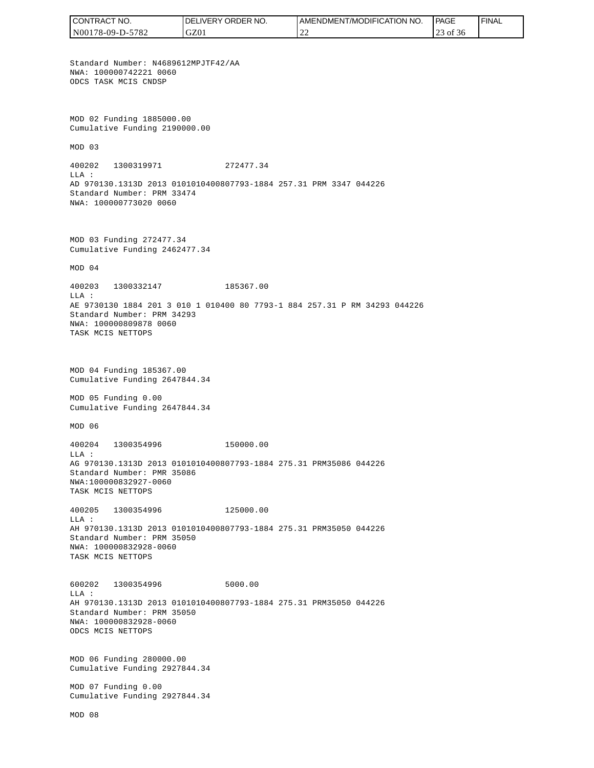Standard Number: N4689612MPJTF42/AA
NWA: 100000742221 0060
ODCS TASK MCIS CNDSP

MOD 02 Funding 1885000.00
Cumulative Funding 2190000.00

MOD 03

400202 1300319971 272477.34
LLA :
AD 970130.1313D 2013 0101010400807793-1884 257.31 PRM 3347 044226
Standard Number: PRM 33474
NWA: 100000773020 0060

MOD 03 Funding 272477.34
Cumulative Funding 2462477.34

MOD 04

400203 1300332147 185367.00
LLA :
AE 9730130 1884 201 3 010 1 010400 80 7793-1 884 257.31 P RM 34293 044226
Standard Number: PRM 34293
NWA: 100000809878 0060
TASK MCIS NETTOPS

MOD 04 Funding 185367.00
Cumulative Funding 2647844.34

MOD 05 Funding 0.00
Cumulative Funding 2647844.34

MOD 06

400204 1300354996 150000.00
LLA :
AG 970130.1313D 2013 0101010400807793-1884 275.31 PRM35086 044226
Standard Number: PMR 35086
NWA:100000832927-0060
TASK MCIS NETTOPS

400205 1300354996 125000.00
LLA :
AH 970130.1313D 2013 0101010400807793-1884 275.31 PRM35050 044226
Standard Number: PRM 35050
NWA: 100000832928-0060
TASK MCIS NETTOPS

600202 1300354996 5000.00
LLA :
AH 970130.1313D 2013 0101010400807793-1884 275.31 PRM35050 044226
Standard Number: PRM 35050
NWA: 100000832928-0060
ODCS MCIS NETTOPS

MOD 06 Funding 280000.00
Cumulative Funding 2927844.34

MOD 07 Funding 0.00
Cumulative Funding 2927844.34

MOD 08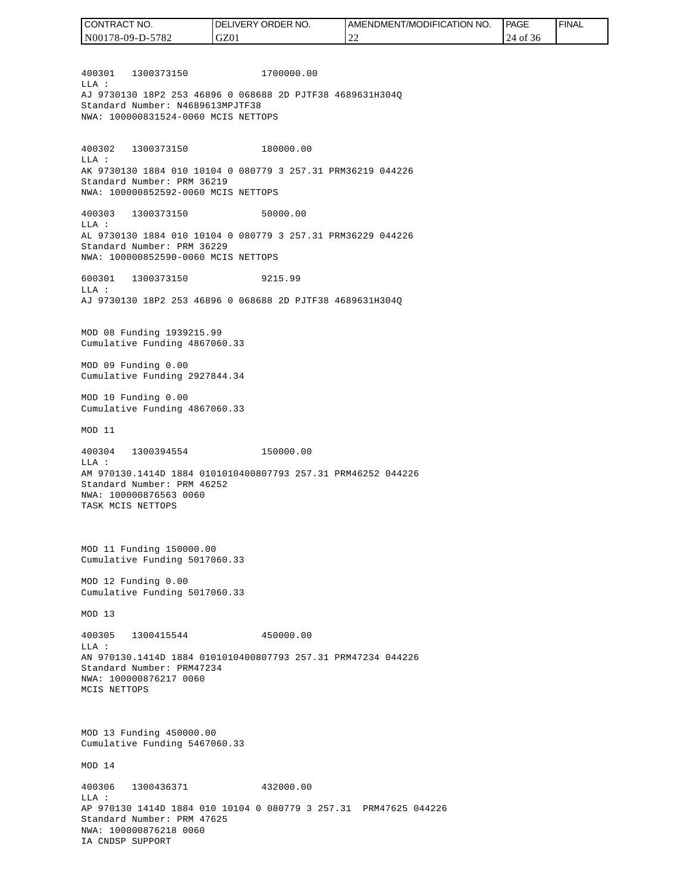400301 1300373150 1700000.00
LLA :
AJ 9730130 18P2 253 46896 0 068688 2D PJTF38 4689631H304Q
Standard Number: N4689613MPJTF38
NWA: 100000831524-0060 MCIS NETTOPS

400302 1300373150 180000.00
LLA :
AK 9730130 1884 010 10104 0 080779 3 257.31 PRM36219 044226
Standard Number: PRM 36219
NWA: 100000852592-0060 MCIS NETTOPS

400303 1300373150 50000.00
LLA :
AL 9730130 1884 010 10104 0 080779 3 257.31 PRM36229 044226
Standard Number: PRM 36229
NWA: 100000852590-0060 MCIS NETTOPS

600301 1300373150 9215.99
LLA :
AJ 9730130 18P2 253 46896 0 068688 2D PJTF38 4689631H304Q

MOD 08 Funding 1939215.99
Cumulative Funding 4867060.33

MOD 09 Funding 0.00
Cumulative Funding 2927844.34

MOD 10 Funding 0.00
Cumulative Funding 4867060.33

MOD 11

400304 1300394554 150000.00
LLA :
AM 970130.1414D 1884 0101010400807793 257.31 PRM46252 044226
Standard Number: PRM 46252
NWA: 100000876563 0060
TASK MCIS NETTOPS

MOD 11 Funding 150000.00
Cumulative Funding 5017060.33

MOD 12 Funding 0.00
Cumulative Funding 5017060.33

MOD 13

400305 1300415544 450000.00
LLA :
AN 970130.1414D 1884 0101010400807793 257.31 PRM47234 044226
Standard Number: PRM47234
NWA: 100000876217 0060
MCIS NETTOPS

MOD 13 Funding 450000.00
Cumulative Funding 5467060.33

MOD 14

400306 1300436371 432000.00
LLA :
AP 970130 1414D 1884 010 10104 0 080779 3 257.31 PRM47625 044226
Standard Number: PRM 47625
NWA: 100000876218 0060
IA CNDSP SUPPORT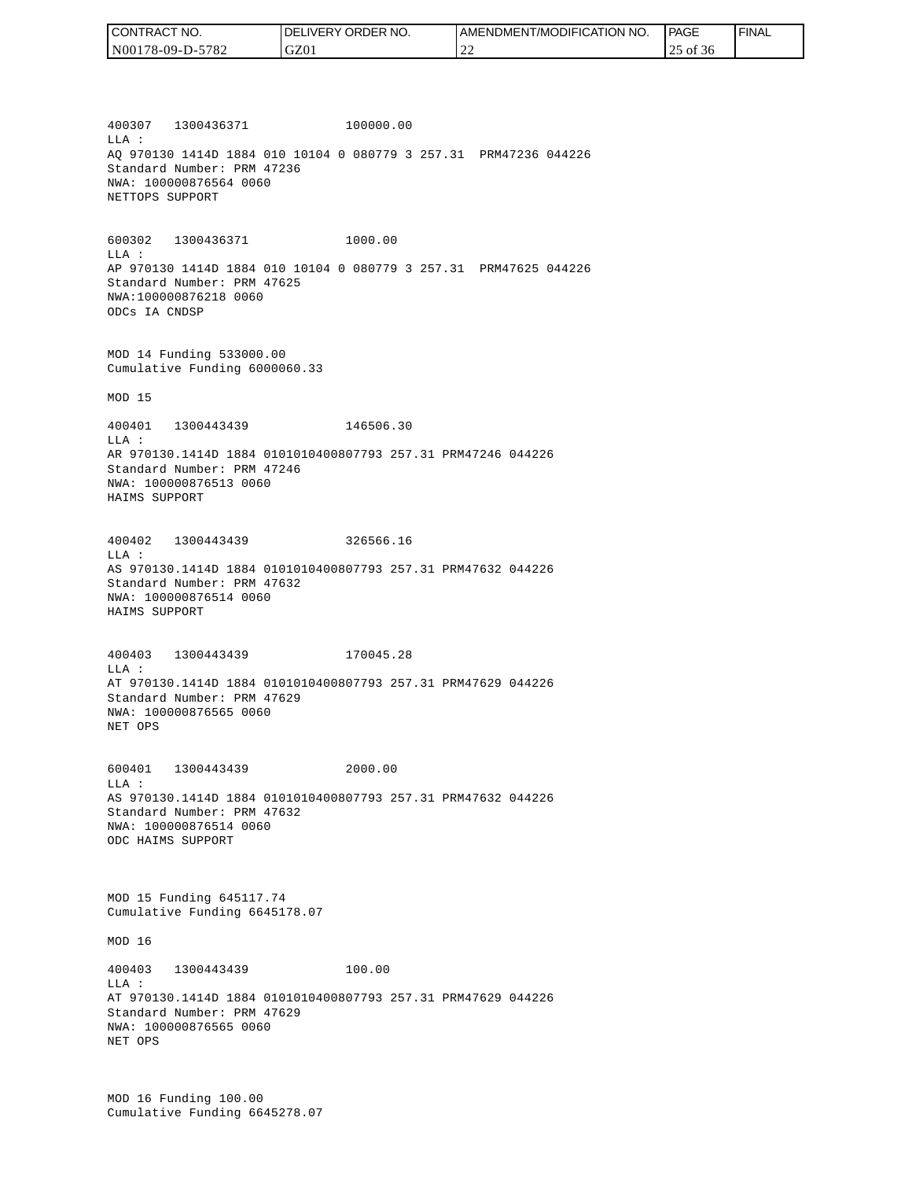400307   1300436371              100000.00
LLA :
AQ 970130 1414D 1884 010 10104 0 080779 3 257.31  PRM47236 044226
Standard Number: PRM 47236
NWA: 100000876564 0060
NETTOPS SUPPORT

600302   1300436371              1000.00
LLA :
AP 970130 1414D 1884 010 10104 0 080779 3 257.31  PRM47625 044226
Standard Number: PRM 47625
NWA:100000876218 0060
ODCs IA CNDSP

MOD 14 Funding 533000.00
Cumulative Funding 6000060.33

MOD 15

400401   1300443439              146506.30
LLA :
AR 970130.1414D 1884 0101010400807793 257.31 PRM47246 044226
Standard Number: PRM 47246
NWA: 100000876513 0060
HAIMS SUPPORT

400402   1300443439              326566.16
LLA :
AS 970130.1414D 1884 0101010400807793 257.31 PRM47632 044226
Standard Number: PRM 47632
NWA: 100000876514 0060
HAIMS SUPPORT

400403   1300443439              170045.28
LLA :
AT 970130.1414D 1884 0101010400807793 257.31 PRM47629 044226
Standard Number: PRM 47629
NWA: 100000876565 0060
NET OPS

600401   1300443439              2000.00
LLA :
AS 970130.1414D 1884 0101010400807793 257.31 PRM47632 044226
Standard Number: PRM 47632
NWA: 100000876514 0060
ODC HAIMS SUPPORT

MOD 15 Funding 645117.74
Cumulative Funding 6645178.07

MOD 16

400403   1300443439              100.00
LLA :
AT 970130.1414D 1884 0101010400807793 257.31 PRM47629 044226
Standard Number: PRM 47629
NWA: 100000876565 0060
NET OPS

MOD 16 Funding 100.00
Cumulative Funding 6645278.07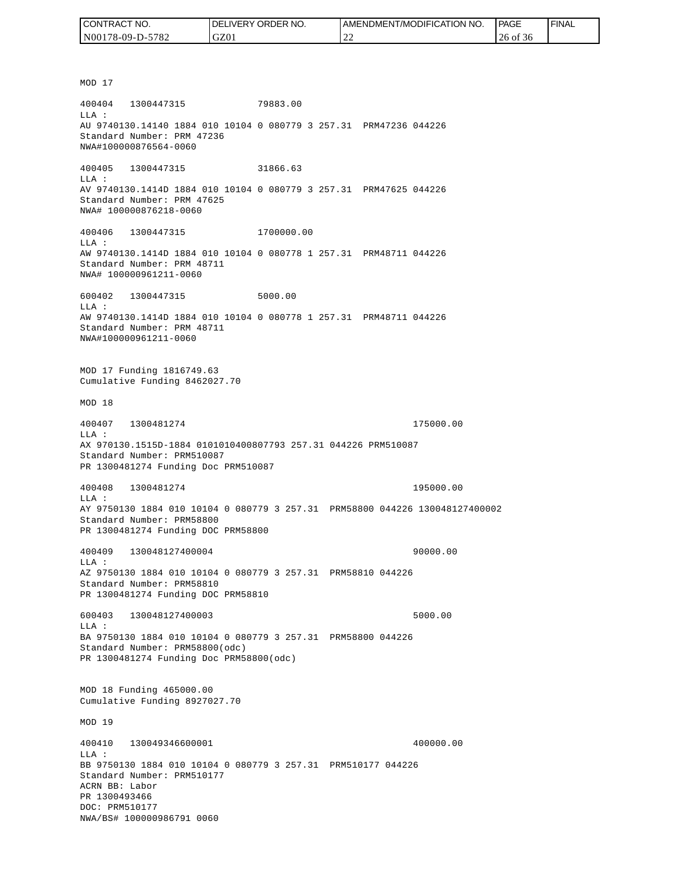MOD 17

400404 1300447315 79883.00
LLA :
AU 9740130.14140 1884 010 10104 0 080779 3 257.31 PRM47236 044226
Standard Number: PRM 47236
NWA#100000876564-0060

400405 1300447315 31866.63
LLA :
AV 9740130.1414D 1884 010 10104 0 080779 3 257.31 PRM47625 044226
Standard Number: PRM 47625
NWA# 100000876218-0060

400406 1300447315 1700000.00
LLA :
AW 9740130.1414D 1884 010 10104 0 080778 1 257.31 PRM48711 044226
Standard Number: PRM 48711
NWA# 100000961211-0060

600402 1300447315 5000.00
LLA :
AW 9740130.1414D 1884 010 10104 0 080778 1 257.31 PRM48711 044226
Standard Number: PRM 48711
NWA#100000961211-0060

MOD 17 Funding 1816749.63
Cumulative Funding 8462027.70

MOD 18

400407 1300481274 175000.00
LLA :
AX 970130.1515D-1884 0101010400807793 257.31 044226 PRM510087
Standard Number: PRM510087
PR 1300481274 Funding Doc PRM510087

400408 1300481274 195000.00
LLA :
AY 9750130 1884 010 10104 0 080779 3 257.31 PRM58800 044226 130048127400002
Standard Number: PRM58800
PR 1300481274 Funding DOC PRM58800

400409 130048127400004 90000.00
LLA :
AZ 9750130 1884 010 10104 0 080779 3 257.31 PRM58810 044226
Standard Number: PRM58810
PR 1300481274 Funding DOC PRM58810

600403 130048127400003 5000.00
LLA :
BA 9750130 1884 010 10104 0 080779 3 257.31 PRM58800 044226
Standard Number: PRM58800(odc)
PR 1300481274 Funding Doc PRM58800(odc)

MOD 18 Funding 465000.00
Cumulative Funding 8927027.70

MOD 19

400410 130049346600001 400000.00
LLA :
BB 9750130 1884 010 10104 0 080779 3 257.31 PRM510177 044226
Standard Number: PRM510177
ACRN BB: Labor
PR 1300493466
DOC: PRM510177
NWA/BS# 100000986791 0060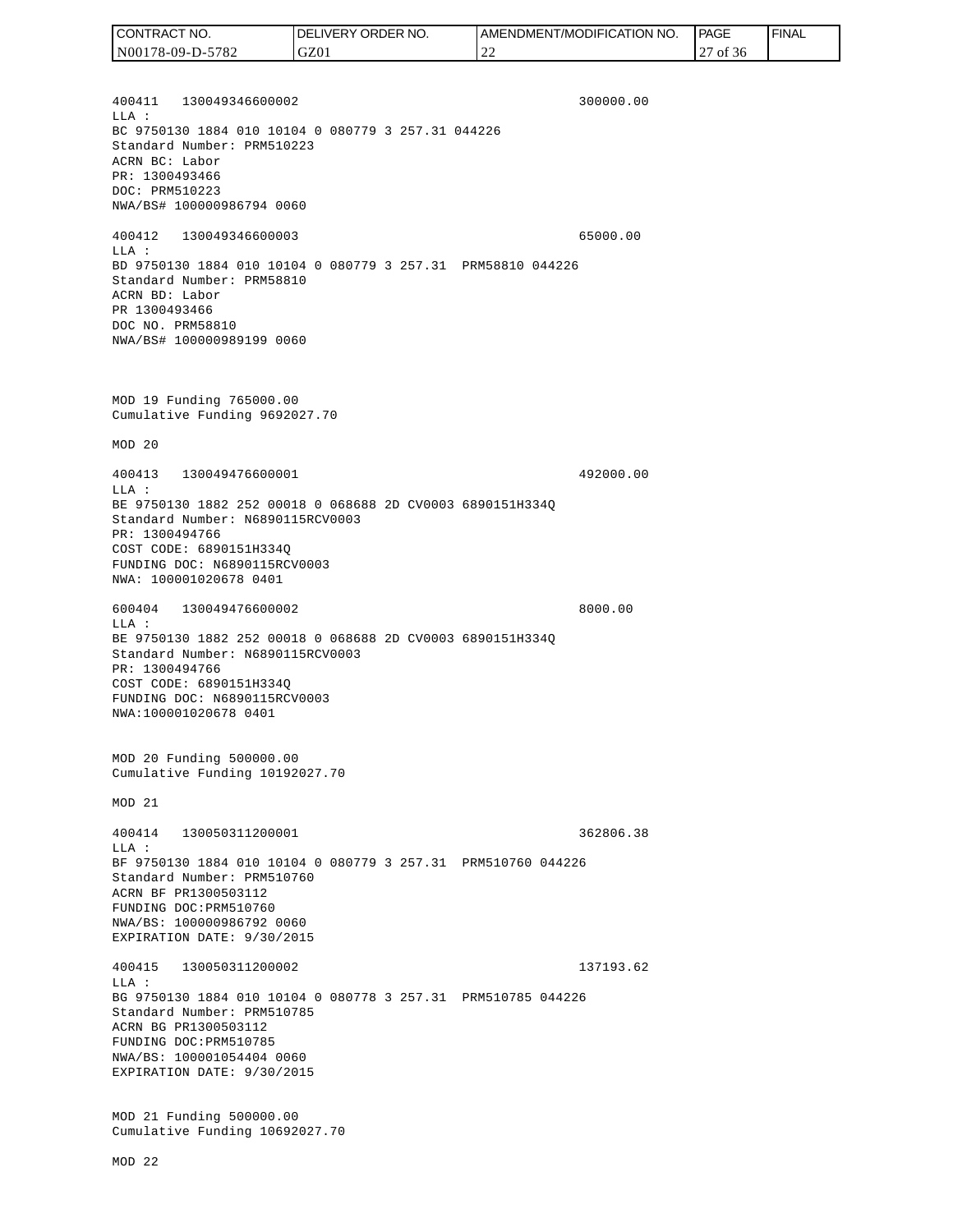400411   130049346600002                                    300000.00
LLA :
BC 9750130 1884 010 10104 0 080779 3 257.31 044226
Standard Number: PRM510223
ACRN BC: Labor
PR: 1300493466
DOC: PRM510223
NWA/BS# 100000986794 0060

400412   130049346600003                                    65000.00
LLA :
BD 9750130 1884 010 10104 0 080779 3 257.31  PRM58810 044226
Standard Number: PRM58810
ACRN BD: Labor
PR 1300493466
DOC NO. PRM58810
NWA/BS# 100000989199 0060

MOD 19 Funding 765000.00
Cumulative Funding 9692027.70

MOD 20

400413   130049476600001                                    492000.00
LLA :
BE 9750130 1882 252 00018 0 068688 2D CV0003 6890151H334Q
Standard Number: N6890115RCV0003
PR: 1300494766
COST CODE: 6890151H334Q
FUNDING DOC: N6890115RCV0003
NWA: 100001020678 0401

600404   130049476600002                                    8000.00
LLA :
BE 9750130 1882 252 00018 0 068688 2D CV0003 6890151H334Q
Standard Number: N6890115RCV0003
PR: 1300494766
COST CODE: 6890151H334Q
FUNDING DOC: N6890115RCV0003
NWA:100001020678 0401

MOD 20 Funding 500000.00
Cumulative Funding 10192027.70

MOD 21

400414   130050311200001                                    362806.38
LLA :
BF 9750130 1884 010 10104 0 080779 3 257.31  PRM510760 044226
Standard Number: PRM510760
ACRN BF PR1300503112
FUNDING DOC:PRM510760
NWA/BS: 100000986792 0060
EXPIRATION DATE: 9/30/2015

400415   130050311200002                                    137193.62
LLA :
BG 9750130 1884 010 10104 0 080778 3 257.31  PRM510785 044226
Standard Number: PRM510785
ACRN BG PR1300503112
FUNDING DOC:PRM510785
NWA/BS: 100001054404 0060
EXPIRATION DATE: 9/30/2015

MOD 21 Funding 500000.00
Cumulative Funding 10692027.70

MOD 22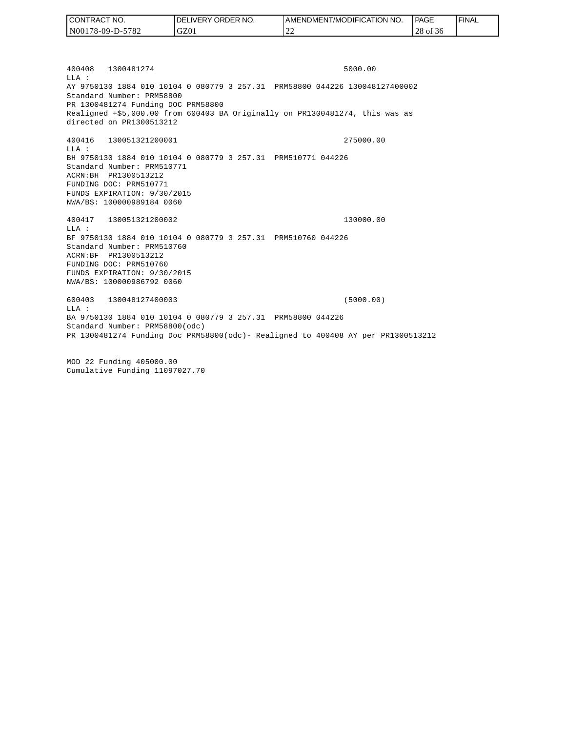```
400408   1300481274                                          5000.00
LLA :
AY 9750130 1884 010 10104 0 080779 3 257.31  PRM58800 044226 130048127400002
Standard Number: PRM58800
PR 1300481274 Funding DOC PRM58800
Realigned +$5,000.00 from 600403 BA Originally on PR1300481274, this was as
directed on PR1300513212

400416   130051321200001                                     275000.00
LLA :
BH 9750130 1884 010 10104 0 080779 3 257.31  PRM510771 044226
Standard Number: PRM510771
ACRN:BH  PR1300513212
FUNDING DOC: PRM510771
FUNDS EXPIRATION: 9/30/2015
NWA/BS: 100000989184 0060

400417   130051321200002                                     130000.00
LLA :
BF 9750130 1884 010 10104 0 080779 3 257.31  PRM510760 044226
Standard Number: PRM510760
ACRN:BF  PR1300513212
FUNDING DOC: PRM510760
FUNDS EXPIRATION: 9/30/2015
NWA/BS: 100000986792 0060

600403   130048127400003                                     (5000.00)
LLA :
BA 9750130 1884 010 10104 0 080779 3 257.31  PRM58800 044226
Standard Number: PRM58800(odc)
PR 1300481274 Funding Doc PRM58800(odc)- Realigned to 400408 AY per PR1300513212


MOD 22 Funding 405000.00
Cumulative Funding 11097027.70
```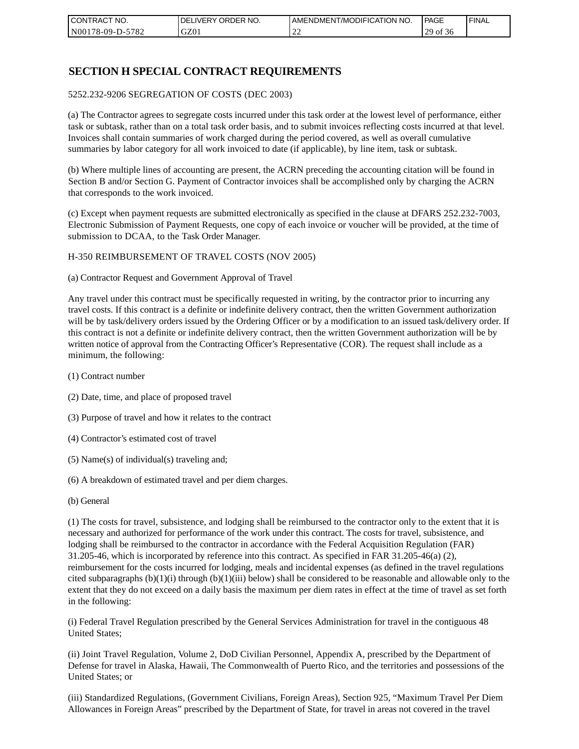# SECTION H SPECIAL CONTRACT REQUIREMENTS

5252.232-9206 SEGREGATION OF COSTS (DEC 2003)

(a) The Contractor agrees to segregate costs incurred under this task order at the lowest level of performance, either task or subtask, rather than on a total task order basis, and to submit invoices reflecting costs incurred at that level. Invoices shall contain summaries of work charged during the period covered, as well as overall cumulative summaries by labor category for all work invoiced to date (if applicable), by line item, task or subtask.

(b) Where multiple lines of accounting are present, the ACRN preceding the accounting citation will be found in Section B and/or Section G. Payment of Contractor invoices shall be accomplished only by charging the ACRN that corresponds to the work invoiced.

(c) Except when payment requests are submitted electronically as specified in the clause at DFARS 252.232-7003, Electronic Submission of Payment Requests, one copy of each invoice or voucher will be provided, at the time of submission to DCAA, to the Task Order Manager.

H-350 REIMBURSEMENT OF TRAVEL COSTS (NOV 2005)

(a) Contractor Request and Government Approval of Travel

Any travel under this contract must be specifically requested in writing, by the contractor prior to incurring any travel costs. If this contract is a definite or indefinite delivery contract, then the written Government authorization will be by task/delivery orders issued by the Ordering Officer or by a modification to an issued task/delivery order. If this contract is not a definite or indefinite delivery contract, then the written Government authorization will be by written notice of approval from the Contracting Officer's Representative (COR). The request shall include as a minimum, the following:

(1) Contract number

(2) Date, time, and place of proposed travel

(3) Purpose of travel and how it relates to the contract

(4) Contractor's estimated cost of travel

(5) Name(s) of individual(s) traveling and;

(6) A breakdown of estimated travel and per diem charges.

(b) General

(1) The costs for travel, subsistence, and lodging shall be reimbursed to the contractor only to the extent that it is necessary and authorized for performance of the work under this contract. The costs for travel, subsistence, and lodging shall be reimbursed to the contractor in accordance with the Federal Acquisition Regulation (FAR) 31.205-46, which is incorporated by reference into this contract. As specified in FAR 31.205-46(a) (2), reimbursement for the costs incurred for lodging, meals and incidental expenses (as defined in the travel regulations cited subparagraphs (b)(1)(i) through (b)(1)(iii) below) shall be considered to be reasonable and allowable only to the extent that they do not exceed on a daily basis the maximum per diem rates in effect at the time of travel as set forth in the following:

(i) Federal Travel Regulation prescribed by the General Services Administration for travel in the contiguous 48 United States;

(ii) Joint Travel Regulation, Volume 2, DoD Civilian Personnel, Appendix A, prescribed by the Department of Defense for travel in Alaska, Hawaii, The Commonwealth of Puerto Rico, and the territories and possessions of the United States; or

(iii) Standardized Regulations, (Government Civilians, Foreign Areas), Section 925, "Maximum Travel Per Diem Allowances in Foreign Areas" prescribed by the Department of State, for travel in areas not covered in the travel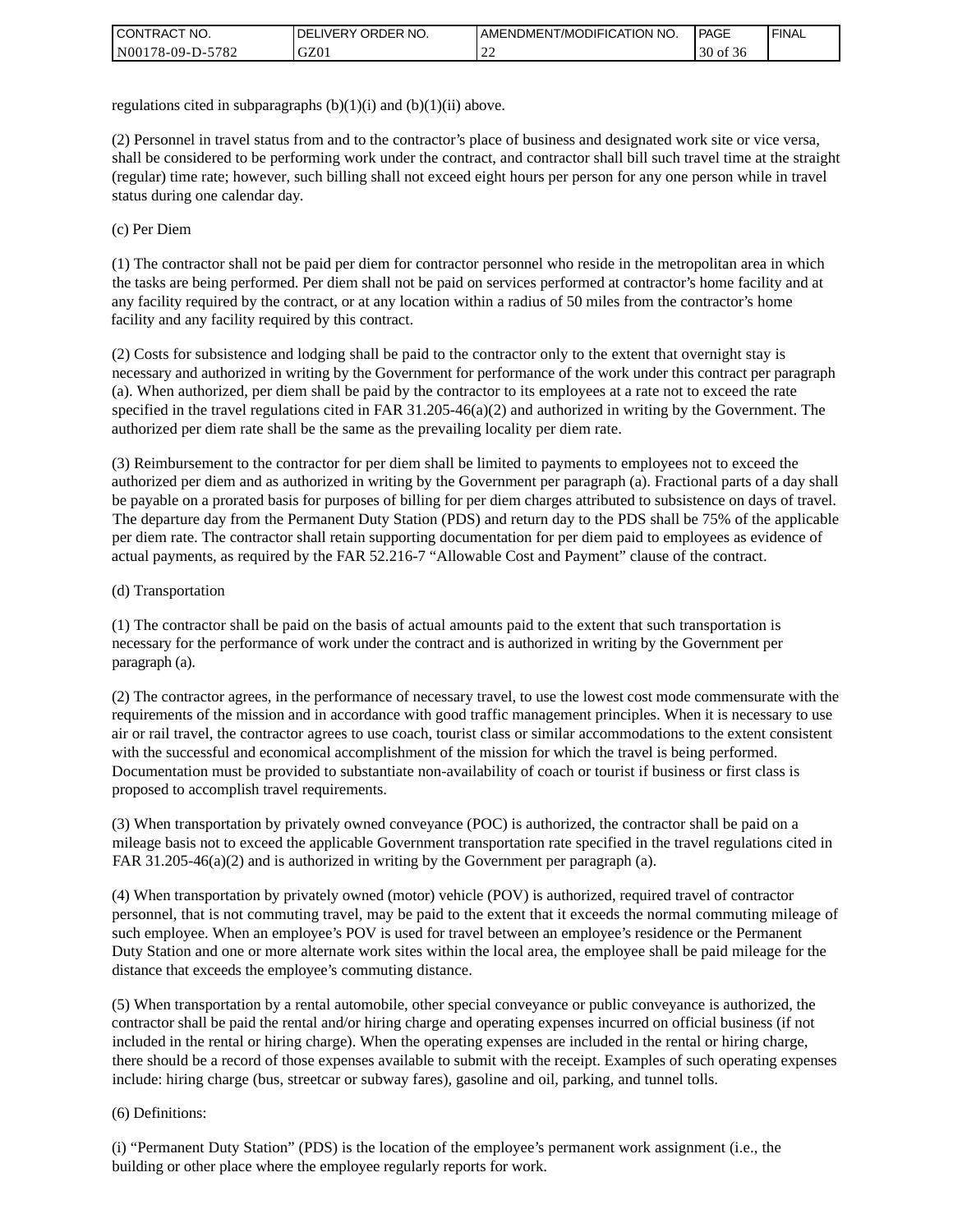regulations cited in subparagraphs (b)(1)(i) and (b)(1)(ii) above.

(2) Personnel in travel status from and to the contractor's place of business and designated work site or vice versa, shall be considered to be performing work under the contract, and contractor shall bill such travel time at the straight (regular) time rate; however, such billing shall not exceed eight hours per person for any one person while in travel status during one calendar day.

(c) Per Diem

(1) The contractor shall not be paid per diem for contractor personnel who reside in the metropolitan area in which the tasks are being performed. Per diem shall not be paid on services performed at contractor's home facility and at any facility required by the contract, or at any location within a radius of 50 miles from the contractor's home facility and any facility required by this contract.

(2) Costs for subsistence and lodging shall be paid to the contractor only to the extent that overnight stay is necessary and authorized in writing by the Government for performance of the work under this contract per paragraph (a). When authorized, per diem shall be paid by the contractor to its employees at a rate not to exceed the rate specified in the travel regulations cited in FAR 31.205-46(a)(2) and authorized in writing by the Government. The authorized per diem rate shall be the same as the prevailing locality per diem rate.

(3) Reimbursement to the contractor for per diem shall be limited to payments to employees not to exceed the authorized per diem and as authorized in writing by the Government per paragraph (a). Fractional parts of a day shall be payable on a prorated basis for purposes of billing for per diem charges attributed to subsistence on days of travel. The departure day from the Permanent Duty Station (PDS) and return day to the PDS shall be 75% of the applicable per diem rate. The contractor shall retain supporting documentation for per diem paid to employees as evidence of actual payments, as required by the FAR 52.216-7 "Allowable Cost and Payment" clause of the contract.

(d) Transportation

(1) The contractor shall be paid on the basis of actual amounts paid to the extent that such transportation is necessary for the performance of work under the contract and is authorized in writing by the Government per paragraph (a).

(2) The contractor agrees, in the performance of necessary travel, to use the lowest cost mode commensurate with the requirements of the mission and in accordance with good traffic management principles. When it is necessary to use air or rail travel, the contractor agrees to use coach, tourist class or similar accommodations to the extent consistent with the successful and economical accomplishment of the mission for which the travel is being performed. Documentation must be provided to substantiate non-availability of coach or tourist if business or first class is proposed to accomplish travel requirements.

(3) When transportation by privately owned conveyance (POC) is authorized, the contractor shall be paid on a mileage basis not to exceed the applicable Government transportation rate specified in the travel regulations cited in FAR 31.205-46(a)(2) and is authorized in writing by the Government per paragraph (a).

(4) When transportation by privately owned (motor) vehicle (POV) is authorized, required travel of contractor personnel, that is not commuting travel, may be paid to the extent that it exceeds the normal commuting mileage of such employee. When an employee's POV is used for travel between an employee's residence or the Permanent Duty Station and one or more alternate work sites within the local area, the employee shall be paid mileage for the distance that exceeds the employee's commuting distance.

(5) When transportation by a rental automobile, other special conveyance or public conveyance is authorized, the contractor shall be paid the rental and/or hiring charge and operating expenses incurred on official business (if not included in the rental or hiring charge). When the operating expenses are included in the rental or hiring charge, there should be a record of those expenses available to submit with the receipt. Examples of such operating expenses include: hiring charge (bus, streetcar or subway fares), gasoline and oil, parking, and tunnel tolls.

(6) Definitions:

(i) "Permanent Duty Station" (PDS) is the location of the employee's permanent work assignment (i.e., the building or other place where the employee regularly reports for work.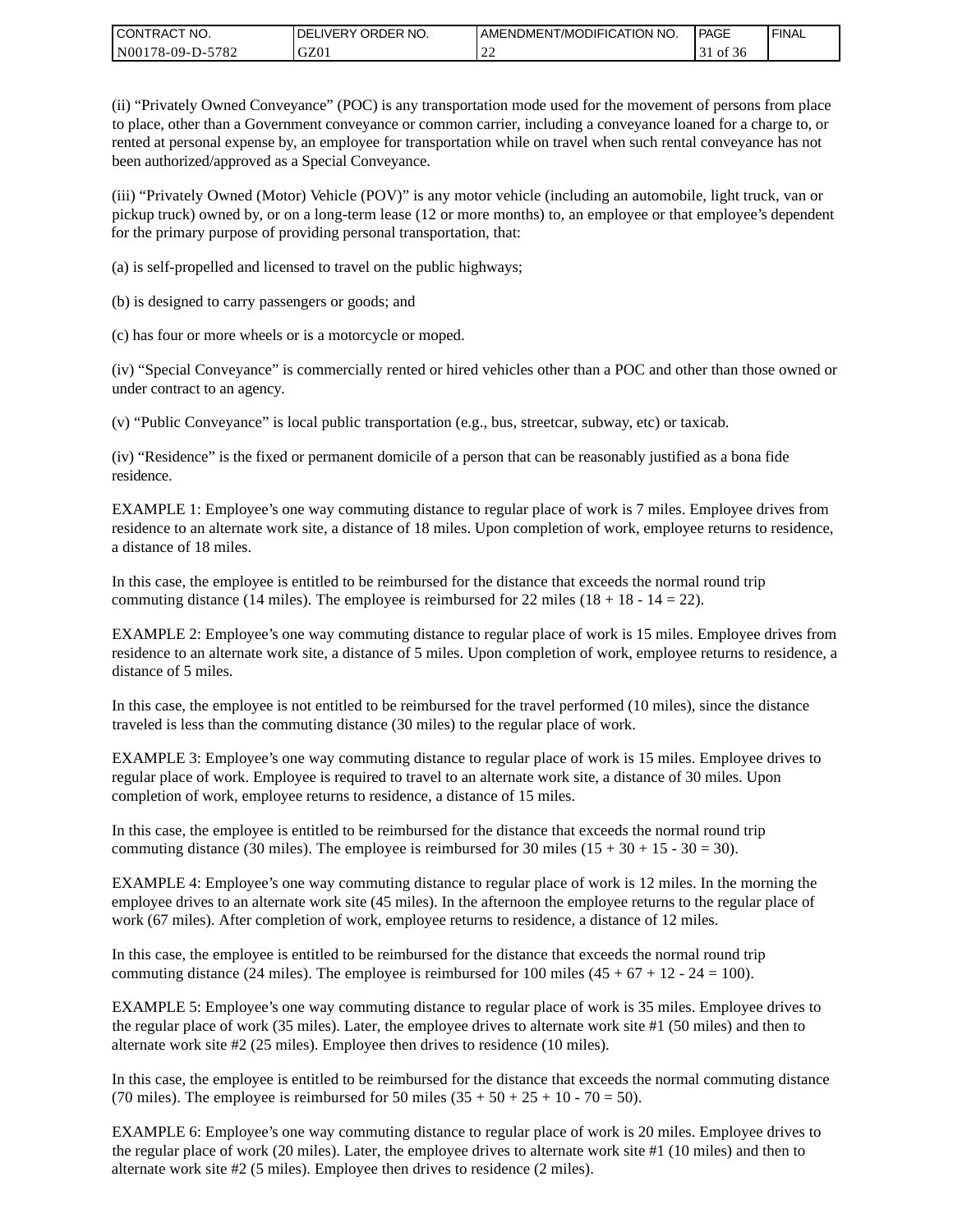(ii) “Privately Owned Conveyance” (POC) is any transportation mode used for the movement of persons from place to place, other than a Government conveyance or common carrier, including a conveyance loaned for a charge to, or rented at personal expense by, an employee for transportation while on travel when such rental conveyance has not been authorized/approved as a Special Conveyance.

(iii) “Privately Owned (Motor) Vehicle (POV)” is any motor vehicle (including an automobile, light truck, van or pickup truck) owned by, or on a long-term lease (12 or more months) to, an employee or that employee’s dependent for the primary purpose of providing personal transportation, that:

(a) is self-propelled and licensed to travel on the public highways;

(b) is designed to carry passengers or goods; and

(c) has four or more wheels or is a motorcycle or moped.

(iv) “Special Conveyance” is commercially rented or hired vehicles other than a POC and other than those owned or under contract to an agency.

(v) “Public Conveyance” is local public transportation (e.g., bus, streetcar, subway, etc) or taxicab.

(iv) “Residence” is the fixed or permanent domicile of a person that can be reasonably justified as a bona fide residence.

EXAMPLE 1: Employee’s one way commuting distance to regular place of work is 7 miles. Employee drives from residence to an alternate work site, a distance of 18 miles. Upon completion of work, employee returns to residence, a distance of 18 miles.

In this case, the employee is entitled to be reimbursed for the distance that exceeds the normal round trip commuting distance (14 miles). The employee is reimbursed for 22 miles (18 + 18 - 14 = 22).

EXAMPLE 2: Employee’s one way commuting distance to regular place of work is 15 miles. Employee drives from residence to an alternate work site, a distance of 5 miles. Upon completion of work, employee returns to residence, a distance of 5 miles.

In this case, the employee is not entitled to be reimbursed for the travel performed (10 miles), since the distance traveled is less than the commuting distance (30 miles) to the regular place of work.

EXAMPLE 3: Employee’s one way commuting distance to regular place of work is 15 miles. Employee drives to regular place of work. Employee is required to travel to an alternate work site, a distance of 30 miles. Upon completion of work, employee returns to residence, a distance of 15 miles.

In this case, the employee is entitled to be reimbursed for the distance that exceeds the normal round trip commuting distance (30 miles). The employee is reimbursed for 30 miles (15 + 30 + 15 - 30 = 30).

EXAMPLE 4: Employee’s one way commuting distance to regular place of work is 12 miles. In the morning the employee drives to an alternate work site (45 miles). In the afternoon the employee returns to the regular place of work (67 miles). After completion of work, employee returns to residence, a distance of 12 miles.

In this case, the employee is entitled to be reimbursed for the distance that exceeds the normal round trip commuting distance (24 miles). The employee is reimbursed for 100 miles (45 + 67 + 12 - 24 = 100).

EXAMPLE 5: Employee’s one way commuting distance to regular place of work is 35 miles. Employee drives to the regular place of work (35 miles). Later, the employee drives to alternate work site #1 (50 miles) and then to alternate work site #2 (25 miles). Employee then drives to residence (10 miles).

In this case, the employee is entitled to be reimbursed for the distance that exceeds the normal commuting distance (70 miles). The employee is reimbursed for 50 miles (35 + 50 + 25 + 10 - 70 = 50).

EXAMPLE 6: Employee’s one way commuting distance to regular place of work is 20 miles. Employee drives to the regular place of work (20 miles). Later, the employee drives to alternate work site #1 (10 miles) and then to alternate work site #2 (5 miles). Employee then drives to residence (2 miles).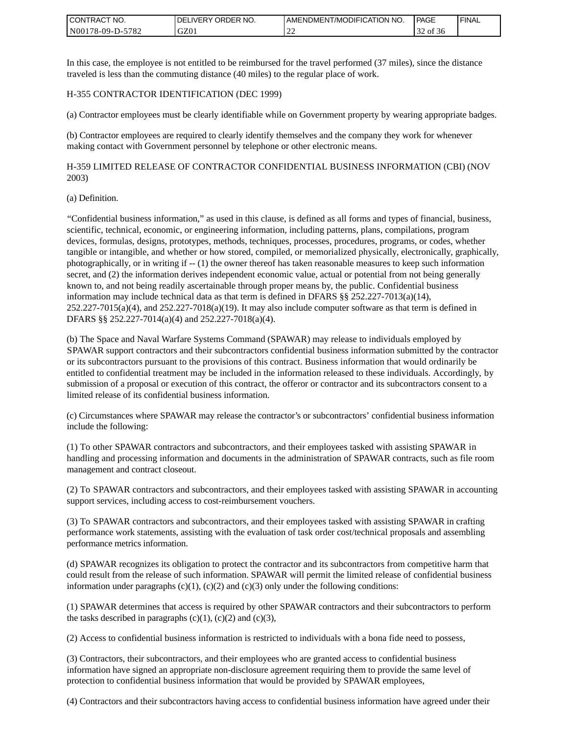In this case, the employee is not entitled to be reimbursed for the travel performed (37 miles), since the distance traveled is less than the commuting distance (40 miles) to the regular place of work.

H-355 CONTRACTOR IDENTIFICATION (DEC 1999)

(a) Contractor employees must be clearly identifiable while on Government property by wearing appropriate badges.

(b) Contractor employees are required to clearly identify themselves and the company they work for whenever making contact with Government personnel by telephone or other electronic means.

H-359 LIMITED RELEASE OF CONTRACTOR CONFIDENTIAL BUSINESS INFORMATION (CBI) (NOV 2003)

(a) Definition.

"Confidential business information," as used in this clause, is defined as all forms and types of financial, business, scientific, technical, economic, or engineering information, including patterns, plans, compilations, program devices, formulas, designs, prototypes, methods, techniques, processes, procedures, programs, or codes, whether tangible or intangible, and whether or how stored, compiled, or memorialized physically, electronically, graphically, photographically, or in writing if -- (1) the owner thereof has taken reasonable measures to keep such information secret, and (2) the information derives independent economic value, actual or potential from not being generally known to, and not being readily ascertainable through proper means by, the public. Confidential business information may include technical data as that term is defined in DFARS §§ 252.227-7013(a)(14), 252.227-7015(a)(4), and 252.227-7018(a)(19). It may also include computer software as that term is defined in DFARS §§ 252.227-7014(a)(4) and 252.227-7018(a)(4).

(b) The Space and Naval Warfare Systems Command (SPAWAR) may release to individuals employed by SPAWAR support contractors and their subcontractors confidential business information submitted by the contractor or its subcontractors pursuant to the provisions of this contract. Business information that would ordinarily be entitled to confidential treatment may be included in the information released to these individuals. Accordingly, by submission of a proposal or execution of this contract, the offeror or contractor and its subcontractors consent to a limited release of its confidential business information.

(c) Circumstances where SPAWAR may release the contractor's or subcontractors' confidential business information include the following:

(1) To other SPAWAR contractors and subcontractors, and their employees tasked with assisting SPAWAR in handling and processing information and documents in the administration of SPAWAR contracts, such as file room management and contract closeout.

(2) To SPAWAR contractors and subcontractors, and their employees tasked with assisting SPAWAR in accounting support services, including access to cost-reimbursement vouchers.

(3) To SPAWAR contractors and subcontractors, and their employees tasked with assisting SPAWAR in crafting performance work statements, assisting with the evaluation of task order cost/technical proposals and assembling performance metrics information.

(d) SPAWAR recognizes its obligation to protect the contractor and its subcontractors from competitive harm that could result from the release of such information. SPAWAR will permit the limited release of confidential business information under paragraphs (c)(1), (c)(2) and (c)(3) only under the following conditions:

(1) SPAWAR determines that access is required by other SPAWAR contractors and their subcontractors to perform the tasks described in paragraphs (c)(1), (c)(2) and (c)(3),

(2) Access to confidential business information is restricted to individuals with a bona fide need to possess,

(3) Contractors, their subcontractors, and their employees who are granted access to confidential business information have signed an appropriate non-disclosure agreement requiring them to provide the same level of protection to confidential business information that would be provided by SPAWAR employees,

(4) Contractors and their subcontractors having access to confidential business information have agreed under their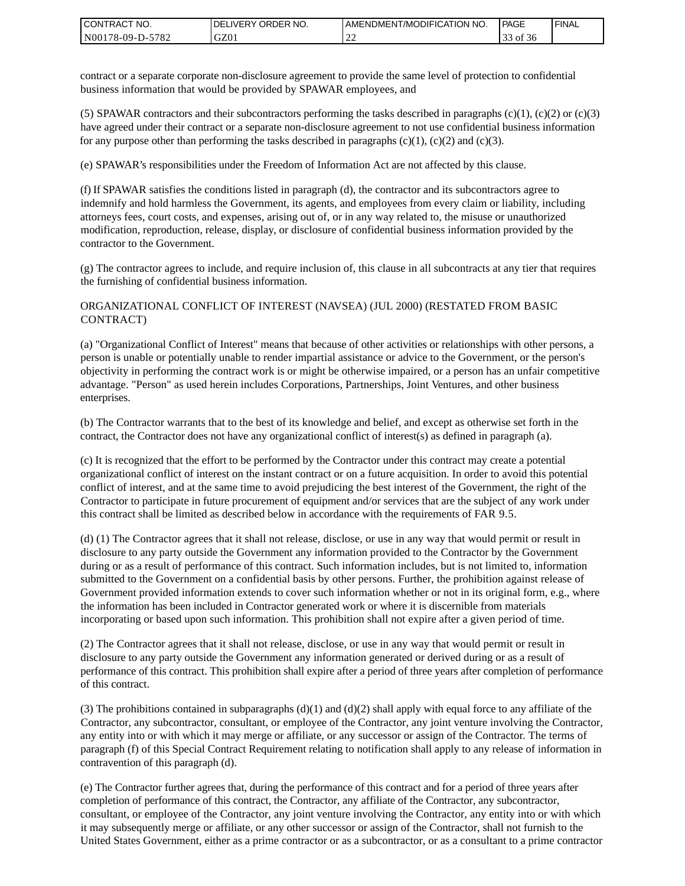contract or a separate corporate non-disclosure agreement to provide the same level of protection to confidential business information that would be provided by SPAWAR employees, and

(5) SPAWAR contractors and their subcontractors performing the tasks described in paragraphs (c)(1), (c)(2) or (c)(3) have agreed under their contract or a separate non-disclosure agreement to not use confidential business information for any purpose other than performing the tasks described in paragraphs (c)(1), (c)(2) and (c)(3).

(e) SPAWAR's responsibilities under the Freedom of Information Act are not affected by this clause.

(f) If SPAWAR satisfies the conditions listed in paragraph (d), the contractor and its subcontractors agree to indemnify and hold harmless the Government, its agents, and employees from every claim or liability, including attorneys fees, court costs, and expenses, arising out of, or in any way related to, the misuse or unauthorized modification, reproduction, release, display, or disclosure of confidential business information provided by the contractor to the Government.

(g) The contractor agrees to include, and require inclusion of, this clause in all subcontracts at any tier that requires the furnishing of confidential business information.

ORGANIZATIONAL CONFLICT OF INTEREST (NAVSEA) (JUL 2000) (RESTATED FROM BASIC CONTRACT)

(a) "Organizational Conflict of Interest" means that because of other activities or relationships with other persons, a person is unable or potentially unable to render impartial assistance or advice to the Government, or the person's objectivity in performing the contract work is or might be otherwise impaired, or a person has an unfair competitive advantage. "Person" as used herein includes Corporations, Partnerships, Joint Ventures, and other business enterprises.

(b) The Contractor warrants that to the best of its knowledge and belief, and except as otherwise set forth in the contract, the Contractor does not have any organizational conflict of interest(s) as defined in paragraph (a).

(c) It is recognized that the effort to be performed by the Contractor under this contract may create a potential organizational conflict of interest on the instant contract or on a future acquisition. In order to avoid this potential conflict of interest, and at the same time to avoid prejudicing the best interest of the Government, the right of the Contractor to participate in future procurement of equipment and/or services that are the subject of any work under this contract shall be limited as described below in accordance with the requirements of FAR 9.5.

(d) (1) The Contractor agrees that it shall not release, disclose, or use in any way that would permit or result in disclosure to any party outside the Government any information provided to the Contractor by the Government during or as a result of performance of this contract. Such information includes, but is not limited to, information submitted to the Government on a confidential basis by other persons. Further, the prohibition against release of Government provided information extends to cover such information whether or not in its original form, e.g., where the information has been included in Contractor generated work or where it is discernible from materials incorporating or based upon such information. This prohibition shall not expire after a given period of time.

(2) The Contractor agrees that it shall not release, disclose, or use in any way that would permit or result in disclosure to any party outside the Government any information generated or derived during or as a result of performance of this contract. This prohibition shall expire after a period of three years after completion of performance of this contract.

(3) The prohibitions contained in subparagraphs (d)(1) and (d)(2) shall apply with equal force to any affiliate of the Contractor, any subcontractor, consultant, or employee of the Contractor, any joint venture involving the Contractor, any entity into or with which it may merge or affiliate, or any successor or assign of the Contractor. The terms of paragraph (f) of this Special Contract Requirement relating to notification shall apply to any release of information in contravention of this paragraph (d).

(e) The Contractor further agrees that, during the performance of this contract and for a period of three years after completion of performance of this contract, the Contractor, any affiliate of the Contractor, any subcontractor, consultant, or employee of the Contractor, any joint venture involving the Contractor, any entity into or with which it may subsequently merge or affiliate, or any other successor or assign of the Contractor, shall not furnish to the United States Government, either as a prime contractor or as a subcontractor, or as a consultant to a prime contractor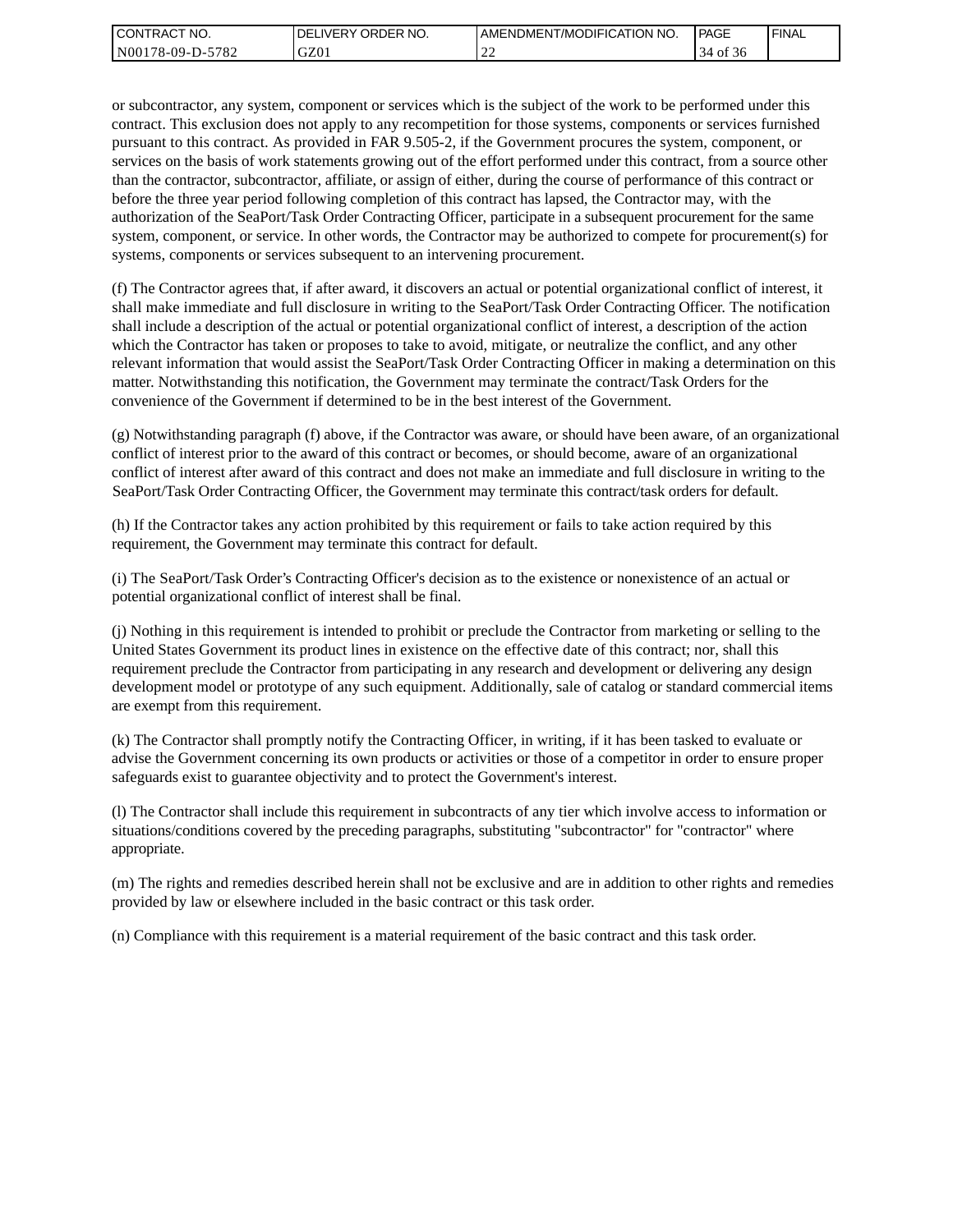or subcontractor, any system, component or services which is the subject of the work to be performed under this contract. This exclusion does not apply to any recompetition for those systems, components or services furnished pursuant to this contract. As provided in FAR 9.505-2, if the Government procures the system, component, or services on the basis of work statements growing out of the effort performed under this contract, from a source other than the contractor, subcontractor, affiliate, or assign of either, during the course of performance of this contract or before the three year period following completion of this contract has lapsed, the Contractor may, with the authorization of the SeaPort/Task Order Contracting Officer, participate in a subsequent procurement for the same system, component, or service. In other words, the Contractor may be authorized to compete for procurement(s) for systems, components or services subsequent to an intervening procurement.

(f) The Contractor agrees that, if after award, it discovers an actual or potential organizational conflict of interest, it shall make immediate and full disclosure in writing to the SeaPort/Task Order Contracting Officer. The notification shall include a description of the actual or potential organizational conflict of interest, a description of the action which the Contractor has taken or proposes to take to avoid, mitigate, or neutralize the conflict, and any other relevant information that would assist the SeaPort/Task Order Contracting Officer in making a determination on this matter. Notwithstanding this notification, the Government may terminate the contract/Task Orders for the convenience of the Government if determined to be in the best interest of the Government.

(g) Notwithstanding paragraph (f) above, if the Contractor was aware, or should have been aware, of an organizational conflict of interest prior to the award of this contract or becomes, or should become, aware of an organizational conflict of interest after award of this contract and does not make an immediate and full disclosure in writing to the SeaPort/Task Order Contracting Officer, the Government may terminate this contract/task orders for default.

(h) If the Contractor takes any action prohibited by this requirement or fails to take action required by this requirement, the Government may terminate this contract for default.

(i) The SeaPort/Task Order's Contracting Officer's decision as to the existence or nonexistence of an actual or potential organizational conflict of interest shall be final.

(j) Nothing in this requirement is intended to prohibit or preclude the Contractor from marketing or selling to the United States Government its product lines in existence on the effective date of this contract; nor, shall this requirement preclude the Contractor from participating in any research and development or delivering any design development model or prototype of any such equipment. Additionally, sale of catalog or standard commercial items are exempt from this requirement.

(k) The Contractor shall promptly notify the Contracting Officer, in writing, if it has been tasked to evaluate or advise the Government concerning its own products or activities or those of a competitor in order to ensure proper safeguards exist to guarantee objectivity and to protect the Government's interest.

(l) The Contractor shall include this requirement in subcontracts of any tier which involve access to information or situations/conditions covered by the preceding paragraphs, substituting "subcontractor" for "contractor" where appropriate.

(m) The rights and remedies described herein shall not be exclusive and are in addition to other rights and remedies provided by law or elsewhere included in the basic contract or this task order.

(n) Compliance with this requirement is a material requirement of the basic contract and this task order.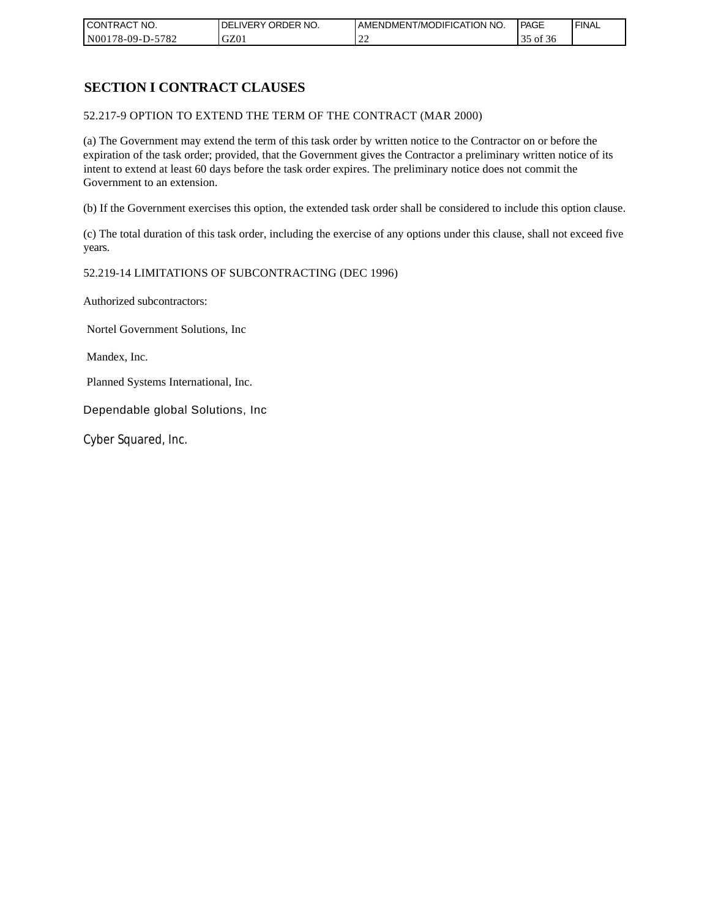## SECTION I CONTRACT CLAUSES

52.217-9 OPTION TO EXTEND THE TERM OF THE CONTRACT (MAR 2000)

(a) The Government may extend the term of this task order by written notice to the Contractor on or before the expiration of the task order; provided, that the Government gives the Contractor a preliminary written notice of its intent to extend at least 60 days before the task order expires. The preliminary notice does not commit the Government to an extension.

(b) If the Government exercises this option, the extended task order shall be considered to include this option clause.

(c) The total duration of this task order, including the exercise of any options under this clause, shall not exceed five years.

52.219-14 LIMITATIONS OF SUBCONTRACTING (DEC 1996)

Authorized subcontractors:

Nortel Government Solutions, Inc

Mandex, Inc.

Planned Systems International, Inc.

Dependable global Solutions, Inc

Cyber Squared, Inc.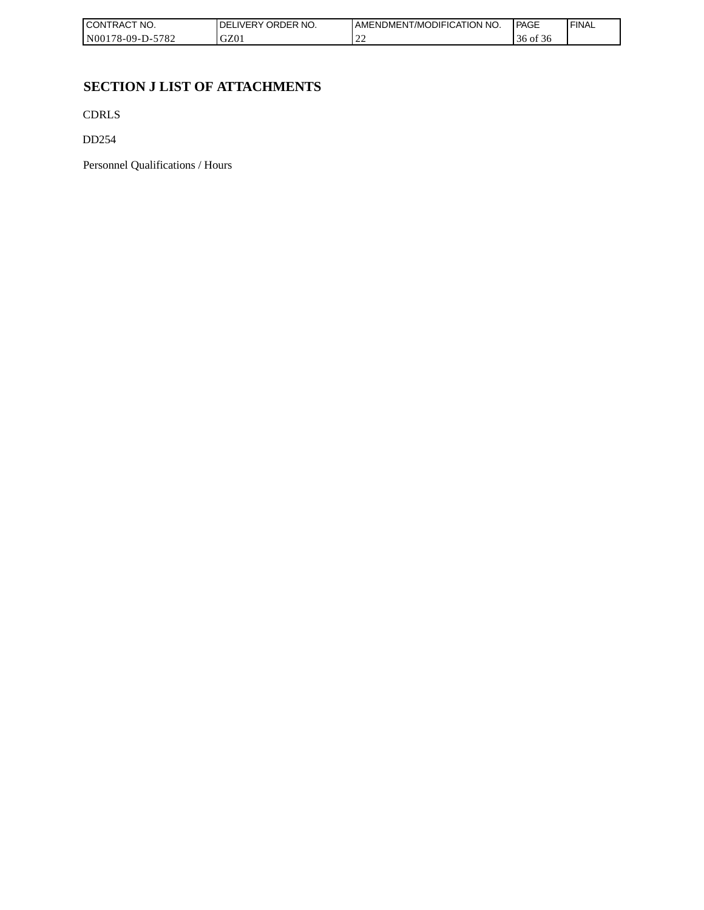## SECTION J LIST OF ATTACHMENTS

CDRLS

DD254

Personnel Qualifications / Hours